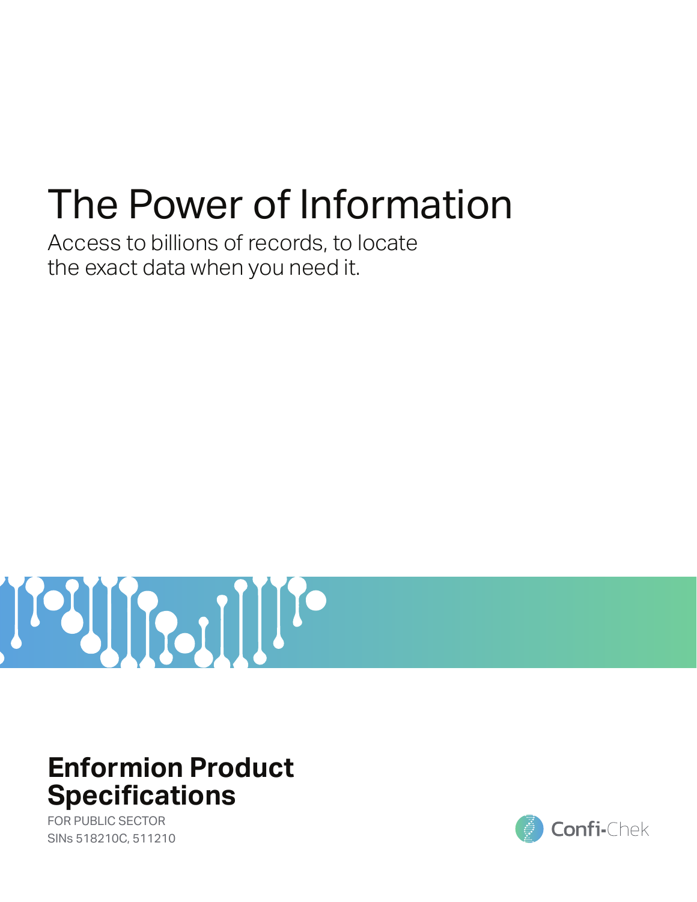# The Power of Information

Access to billions of records, to locate the exact data when you need it.

## Enformion Product Specifications

FOR PUBLIC SECTOR
SINs 518210C, 511210

Confi-Chek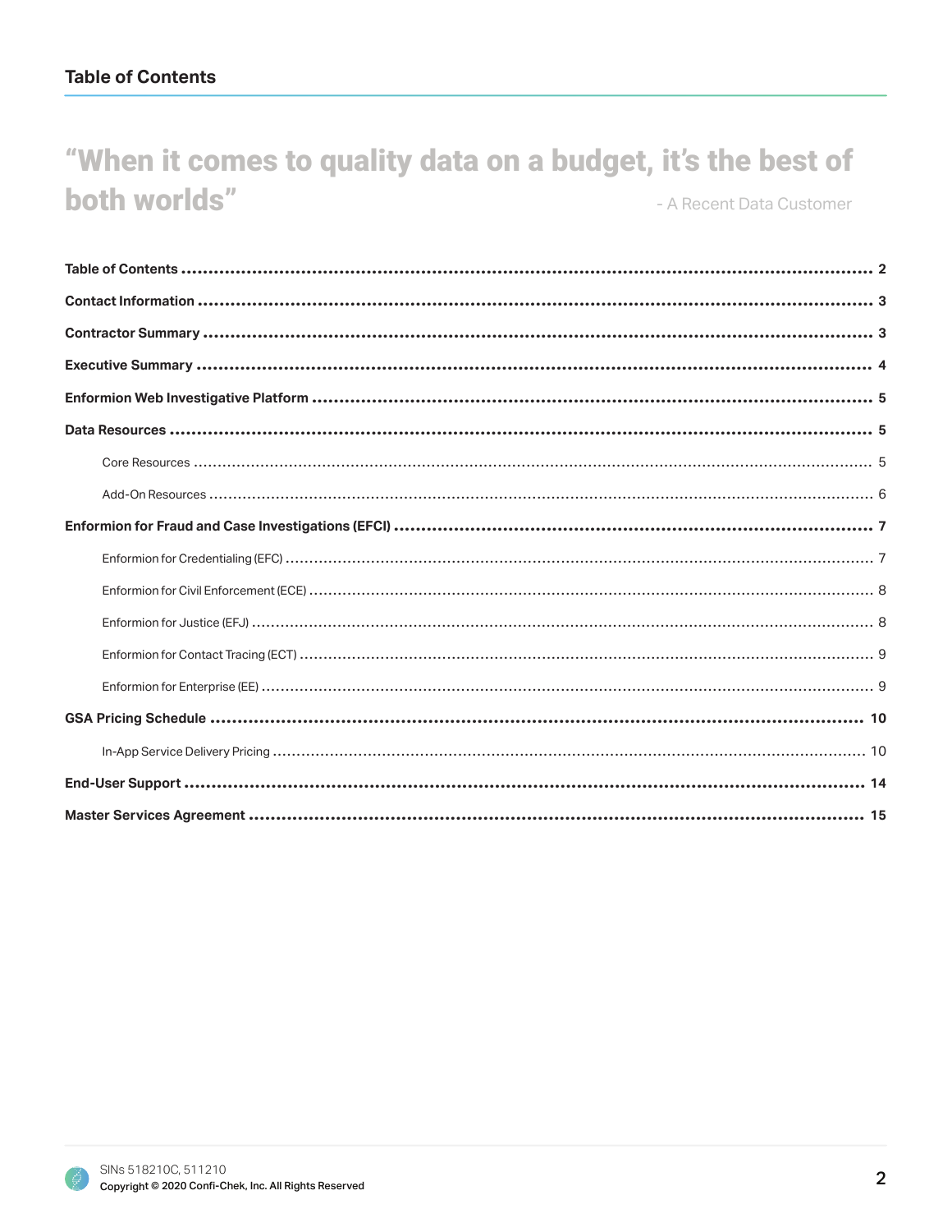## Table of Contents

> **"When it comes to quality data on a budget, it's the best of both worlds"**
>
> - A Recent Data Customer

**Table of Contents** ........ 2

**Contact Information** ........ 3

**Contractor Summary** ........ 3

**Executive Summary** ........ 4

**Enformion Web Investigative Platform** ........ 5

**Data Resources** ........ 5

- Core Resources ........ 5
- Add-On Resources ........ 6

**Enformion for Fraud and Case Investigations (EFCI)** ........ 7

- Enformion for Credentialing (EFC) ........ 7
- Enformion for Civil Enforcement (ECE) ........ 8
- Enformion for Justice (EFJ) ........ 8
- Enformion for Contact Tracing (ECT) ........ 9
- Enformion for Enterprise (EE) ........ 9

**GSA Pricing Schedule** ........ 10

- In-App Service Delivery Pricing ........ 10

**End-User Support** ........ 14

**Master Services Agreement** ........ 15

SINs 518210C, 511210

Copyright © 2020 Confi-Chek, Inc. All Rights Reserved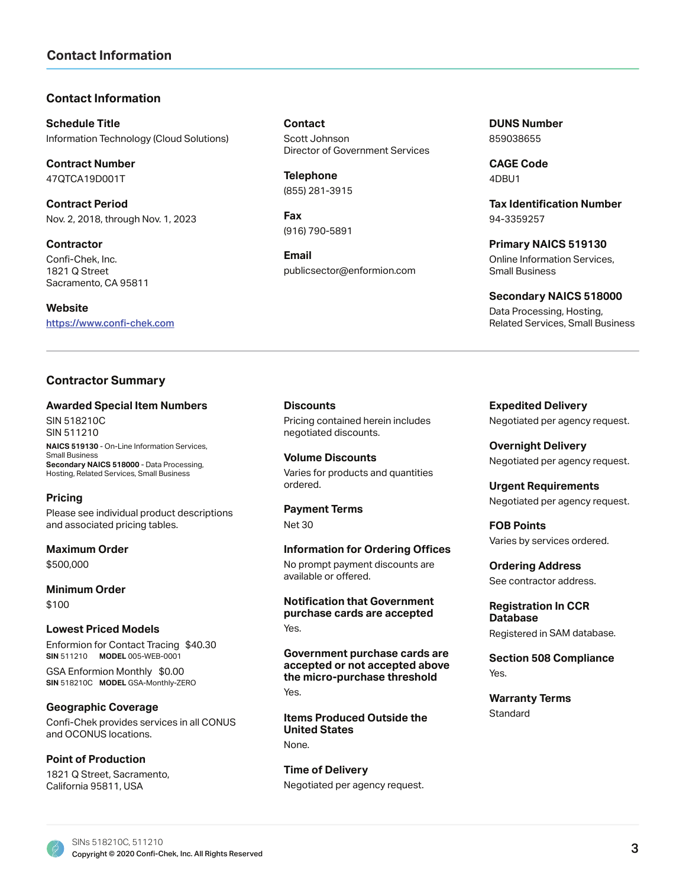## Contact Information

### Contact Information

**Schedule Title**
Information Technology (Cloud Solutions)

**Contract Number**
47QTCA19D001T

**Contract Period**
Nov. 2, 2018, through Nov. 1, 2023

**Contractor**
Confi-Chek, Inc.
1821 Q Street
Sacramento, CA 95811

**Website**
https://www.confi-chek.com

**Contact**
Scott Johnson
Director of Government Services

**Telephone**
(855) 281-3915

**Fax**
(916) 790-5891

**Email**
publicsector@enformion.com

**DUNS Number**
859038655

**CAGE Code**
4DBU1

**Tax Identification Number**
94-3359257

**Primary NAICS 519130**
Online Information Services,
Small Business

**Secondary NAICS 518000**
Data Processing, Hosting,
Related Services, Small Business

### Contractor Summary

**Awarded Special Item Numbers**
SIN 518210C
SIN 511210
**NAICS 519130** - On-Line Information Services, Small Business
**Secondary NAICS 518000** - Data Processing, Hosting, Related Services, Small Business

**Pricing**
Please see individual product descriptions and associated pricing tables.

**Maximum Order**
$500,000

**Minimum Order**
$100

**Lowest Priced Models**
Enformion for Contact Tracing $40.30
**SIN** 511210 **MODEL** 005-WEB-0001
GSA Enformion Monthly $0.00
**SIN** 518210C **MODEL** GSA-Monthly-ZERO

**Geographic Coverage**
Confi-Chek provides services in all CONUS and OCONUS locations.

**Point of Production**
1821 Q Street, Sacramento, California 95811, USA

**Discounts**
Pricing contained herein includes negotiated discounts.

**Volume Discounts**
Varies for products and quantities ordered.

**Payment Terms**
Net 30

**Information for Ordering Offices**
No prompt payment discounts are available or offered.

**Notification that Government purchase cards are accepted**
Yes.

**Government purchase cards are accepted or not accepted above the micro-purchase threshold**
Yes.

**Items Produced Outside the United States**
None.

**Time of Delivery**
Negotiated per agency request.

**Expedited Delivery**
Negotiated per agency request.

**Overnight Delivery**
Negotiated per agency request.

**Urgent Requirements**
Negotiated per agency request.

**FOB Points**
Varies by services ordered.

**Ordering Address**
See contractor address.

**Registration In CCR Database**
Registered in SAM database.

**Section 508 Compliance**
Yes.

**Warranty Terms**
Standard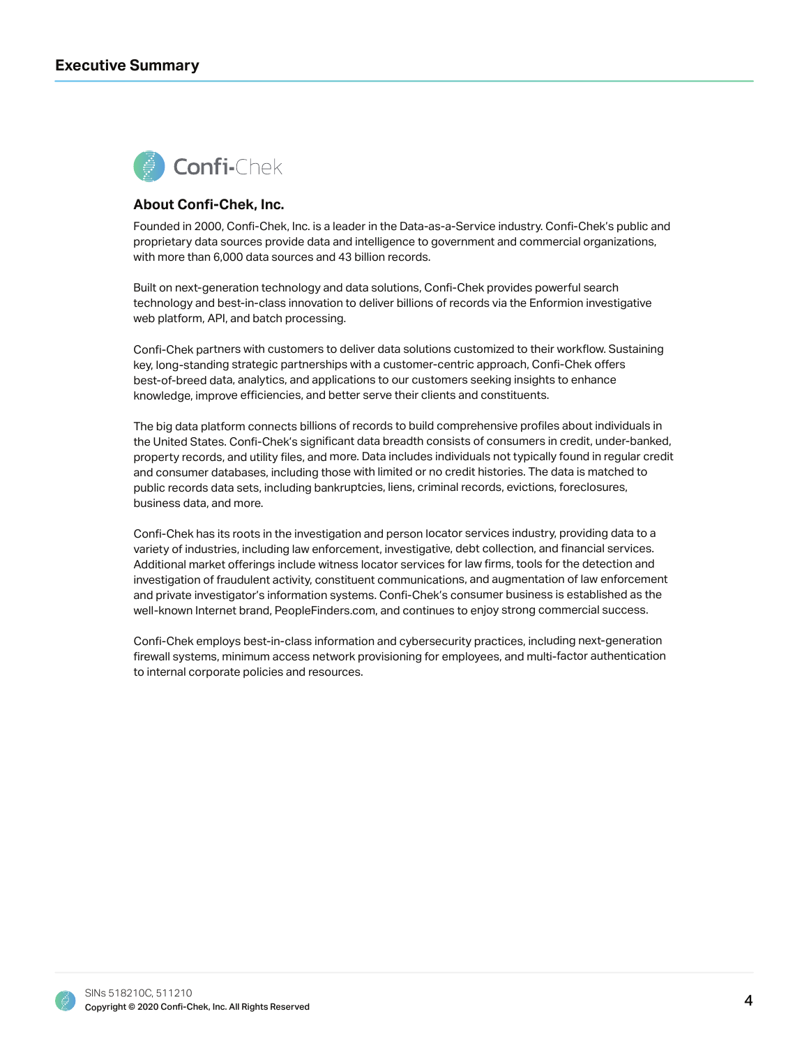# Executive Summary

Confi-Chek

## About Confi-Chek, Inc.

Founded in 2000, Confi-Chek, Inc. is a leader in the Data-as-a-Service industry. Confi-Chek's public and proprietary data sources provide data and intelligence to government and commercial organizations, with more than 6,000 data sources and 43 billion records.

Built on next-generation technology and data solutions, Confi-Chek provides powerful search technology and best-in-class innovation to deliver billions of records via the Enformion investigative web platform, API, and batch processing.

Confi-Chek partners with customers to deliver data solutions customized to their workflow. Sustaining key, long-standing strategic partnerships with a customer-centric approach, Confi-Chek offers best-of-breed data, analytics, and applications to our customers seeking insights to enhance knowledge, improve efficiencies, and better serve their clients and constituents.

The big data platform connects billions of records to build comprehensive profiles about individuals in the United States. Confi-Chek's significant data breadth consists of consumers in credit, under-banked, property records, and utility files, and more. Data includes individuals not typically found in regular credit and consumer databases, including those with limited or no credit histories. The data is matched to public records data sets, including bankruptcies, liens, criminal records, evictions, foreclosures, business data, and more.

Confi-Chek has its roots in the investigation and person locator services industry, providing data to a variety of industries, including law enforcement, investigative, debt collection, and financial services. Additional market offerings include witness locator services for law firms, tools for the detection and investigation of fraudulent activity, constituent communications, and augmentation of law enforcement and private investigator's information systems. Confi-Chek's consumer business is established as the well-known Internet brand, PeopleFinders.com, and continues to enjoy strong commercial success.

Confi-Chek employs best-in-class information and cybersecurity practices, including next-generation firewall systems, minimum access network provisioning for employees, and multi-factor authentication to internal corporate policies and resources.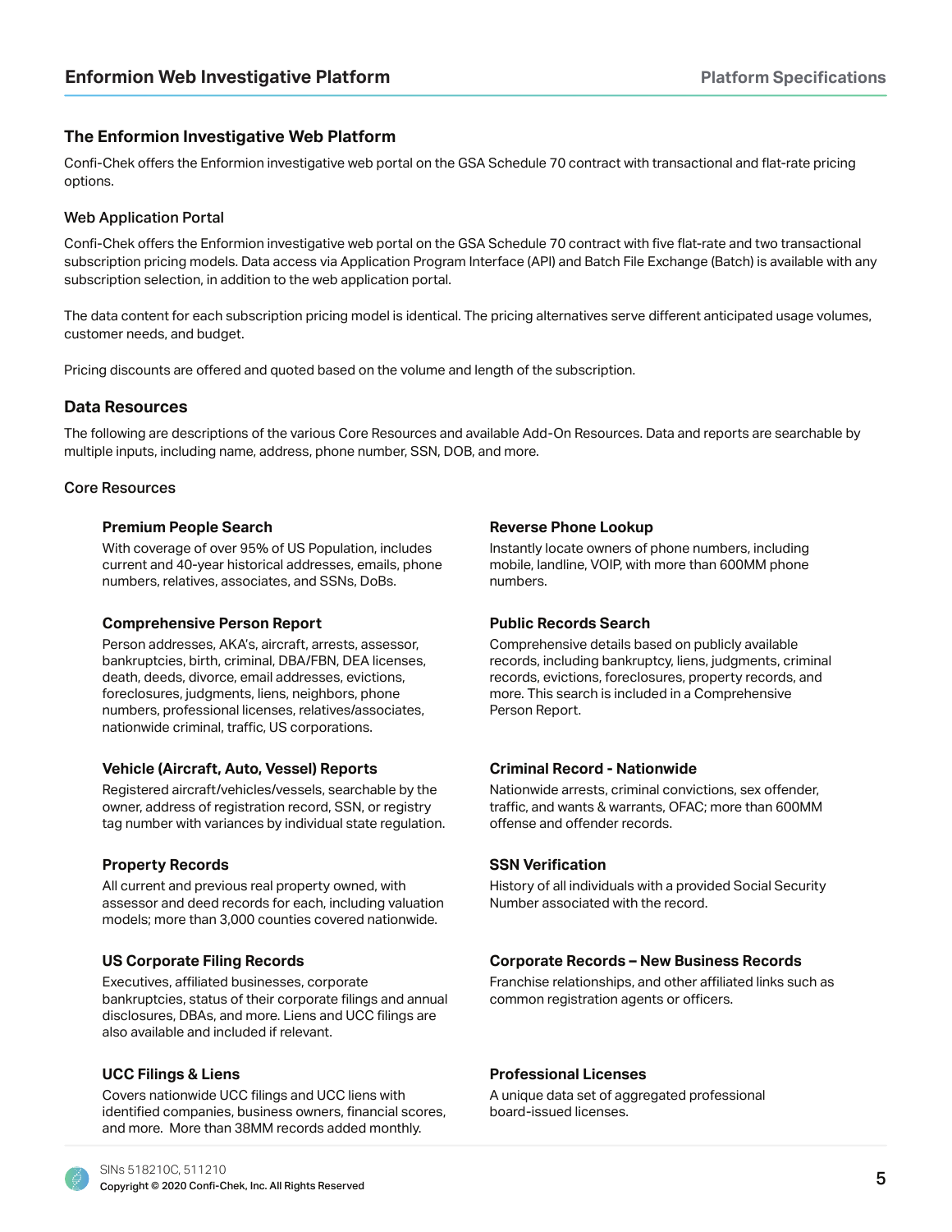## The Enformion Investigative Web Platform

Confi-Chek offers the Enformion investigative web portal on the GSA Schedule 70 contract with transactional and flat-rate pricing options.

### Web Application Portal

Confi-Chek offers the Enformion investigative web portal on the GSA Schedule 70 contract with five flat-rate and two transactional subscription pricing models. Data access via Application Program Interface (API) and Batch File Exchange (Batch) is available with any subscription selection, in addition to the web application portal.

The data content for each subscription pricing model is identical. The pricing alternatives serve different anticipated usage volumes, customer needs, and budget.

Pricing discounts are offered and quoted based on the volume and length of the subscription.

## Data Resources

The following are descriptions of the various Core Resources and available Add-On Resources. Data and reports are searchable by multiple inputs, including name, address, phone number, SSN, DOB, and more.

### Core Resources

**Premium People Search**

With coverage of over 95% of US Population, includes current and 40-year historical addresses, emails, phone numbers, relatives, associates, and SSNs, DoBs.

**Comprehensive Person Report**

Person addresses, AKA's, aircraft, arrests, assessor, bankruptcies, birth, criminal, DBA/FBN, DEA licenses, death, deeds, divorce, email addresses, evictions, foreclosures, judgments, liens, neighbors, phone numbers, professional licenses, relatives/associates, nationwide criminal, traffic, US corporations.

**Vehicle (Aircraft, Auto, Vessel) Reports**

Registered aircraft/vehicles/vessels, searchable by the owner, address of registration record, SSN, or registry tag number with variances by individual state regulation.

**Property Records**

All current and previous real property owned, with assessor and deed records for each, including valuation models; more than 3,000 counties covered nationwide.

**US Corporate Filing Records**

Executives, affiliated businesses, corporate bankruptcies, status of their corporate filings and annual disclosures, DBAs, and more. Liens and UCC filings are also available and included if relevant.

**UCC Filings & Liens**

Covers nationwide UCC filings and UCC liens with identified companies, business owners, financial scores, and more. More than 38MM records added monthly.

**Reverse Phone Lookup**

Instantly locate owners of phone numbers, including mobile, landline, VOIP, with more than 600MM phone numbers.

**Public Records Search**

Comprehensive details based on publicly available records, including bankruptcy, liens, judgments, criminal records, evictions, foreclosures, property records, and more. This search is included in a Comprehensive Person Report.

**Criminal Record - Nationwide**

Nationwide arrests, criminal convictions, sex offender, traffic, and wants & warrants, OFAC; more than 600MM offense and offender records.

**SSN Verification**

History of all individuals with a provided Social Security Number associated with the record.

**Corporate Records – New Business Records**

Franchise relationships, and other affiliated links such as common registration agents or officers.

**Professional Licenses**

A unique data set of aggregated professional board-issued licenses.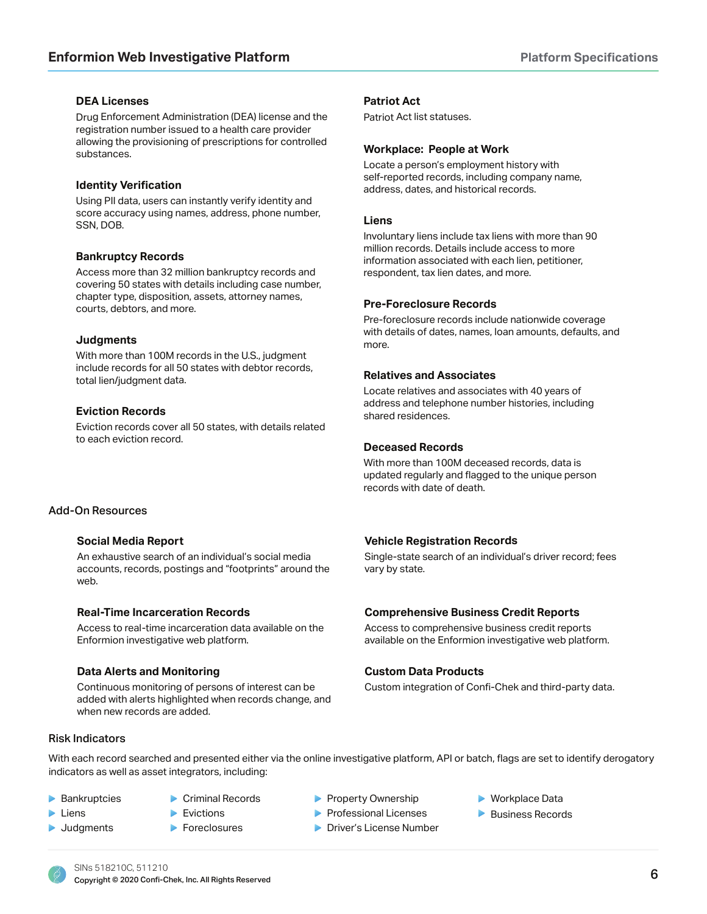### DEA Licenses

Drug Enforcement Administration (DEA) license and the registration number issued to a health care provider allowing the provisioning of prescriptions for controlled substances.

### Identity Verification

Using PII data, users can instantly verify identity and score accuracy using names, address, phone number, SSN, DOB.

### Bankruptcy Records

Access more than 32 million bankruptcy records and covering 50 states with details including case number, chapter type, disposition, assets, attorney names, courts, debtors, and more.

### Judgments

With more than 100M records in the U.S., judgment include records for all 50 states with debtor records, total lien/judgment data.

### Eviction Records

Eviction records cover all 50 states, with details related to each eviction record.

### Patriot Act

Patriot Act list statuses.

### Workplace: People at Work

Locate a person's employment history with self-reported records, including company name, address, dates, and historical records.

### Liens

Involuntary liens include tax liens with more than 90 million records. Details include access to more information associated with each lien, petitioner, respondent, tax lien dates, and more.

### Pre-Foreclosure Records

Pre-foreclosure records include nationwide coverage with details of dates, names, loan amounts, defaults, and more.

### Relatives and Associates

Locate relatives and associates with 40 years of address and telephone number histories, including shared residences.

### Deceased Records

With more than 100M deceased records, data is updated regularly and flagged to the unique person records with date of death.

## Add-On Resources

### Social Media Report

An exhaustive search of an individual's social media accounts, records, postings and "footprints" around the web.

### Real-Time Incarceration Records

Access to real-time incarceration data available on the Enformion investigative web platform.

### Data Alerts and Monitoring

Continuous monitoring of persons of interest can be added with alerts highlighted when records change, and when new records are added.

### Vehicle Registration Records

Single-state search of an individual's driver record; fees vary by state.

### Comprehensive Business Credit Reports

Access to comprehensive business credit reports available on the Enformion investigative web platform.

### Custom Data Products

Custom integration of Confi-Chek and third-party data.

## Risk Indicators

With each record searched and presented either via the online investigative platform, API or batch, flags are set to identify derogatory indicators as well as asset integrators, including:

- Bankruptcies
- Liens
- Judgments
- Criminal Records
- Evictions
- Foreclosures
- Property Ownership
- Professional Licenses
- Driver's License Number
- Workplace Data
- Business Records

SINs 518210C, 511210

Copyright © 2020 Confi-Chek, Inc. All Rights Reserved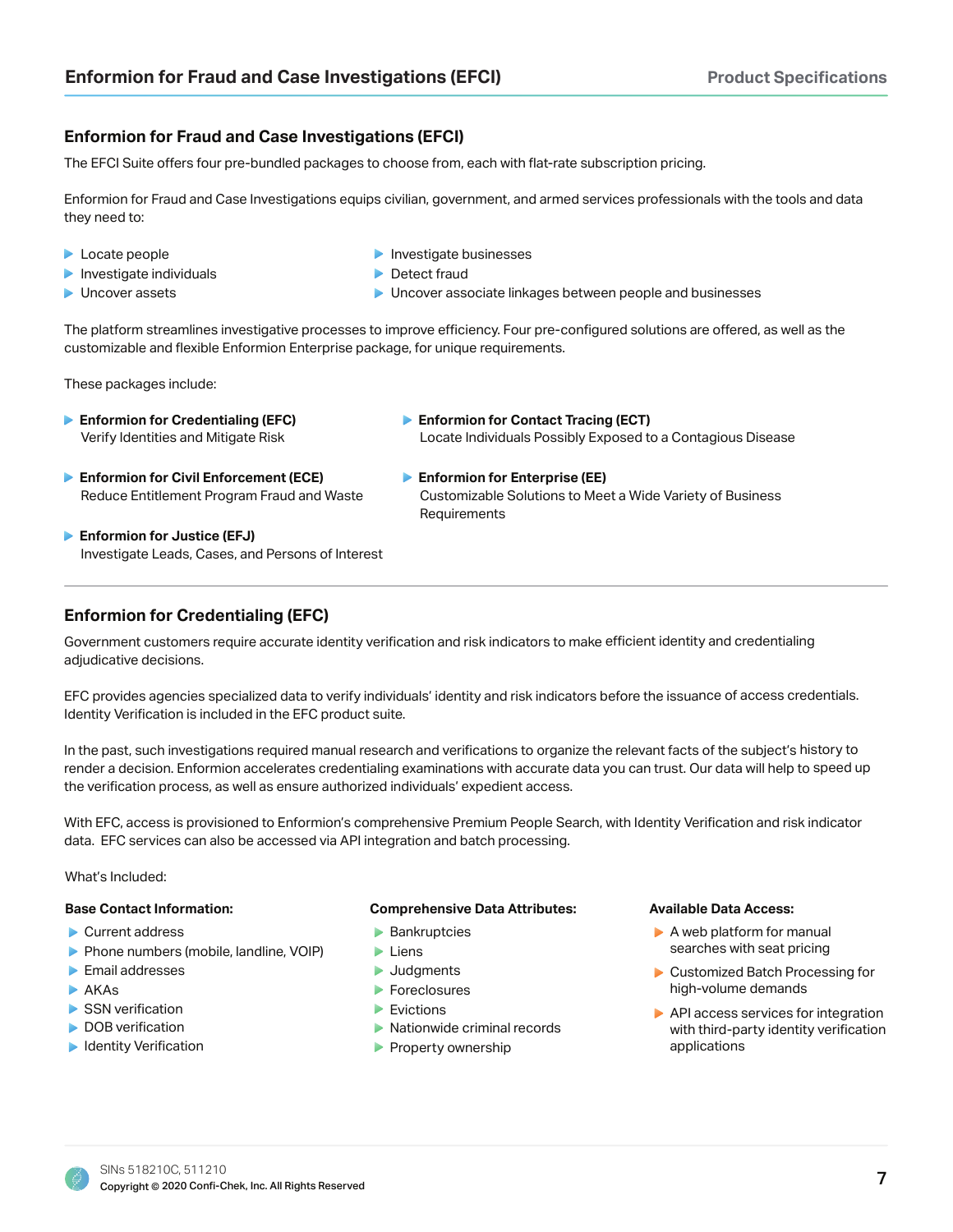## Enformion for Fraud and Case Investigations (EFCI)

The EFCI Suite offers four pre-bundled packages to choose from, each with flat-rate subscription pricing.

Enformion for Fraud and Case Investigations equips civilian, government, and armed services professionals with the tools and data they need to:

- Locate people
- Investigate individuals
- Uncover assets
- Investigate businesses
- Detect fraud
- Uncover associate linkages between people and businesses

The platform streamlines investigative processes to improve efficiency. Four pre-configured solutions are offered, as well as the customizable and flexible Enformion Enterprise package, for unique requirements.

These packages include:

- **Enformion for Credentialing (EFC)**
  Verify Identities and Mitigate Risk
- **Enformion for Civil Enforcement (ECE)**
  Reduce Entitlement Program Fraud and Waste
- **Enformion for Justice (EFJ)**
  Investigate Leads, Cases, and Persons of Interest
- **Enformion for Contact Tracing (ECT)**
  Locate Individuals Possibly Exposed to a Contagious Disease
- **Enformion for Enterprise (EE)**
  Customizable Solutions to Meet a Wide Variety of Business Requirements

---

## Enformion for Credentialing (EFC)

Government customers require accurate identity verification and risk indicators to make efficient identity and credentialing adjudicative decisions.

EFC provides agencies specialized data to verify individuals' identity and risk indicators before the issuance of access credentials. Identity Verification is included in the EFC product suite.

In the past, such investigations required manual research and verifications to organize the relevant facts of the subject's history to render a decision. Enformion accelerates credentialing examinations with accurate data you can trust. Our data will help to speed up the verification process, as well as ensure authorized individuals' expedient access.

With EFC, access is provisioned to Enformion's comprehensive Premium People Search, with Identity Verification and risk indicator data. EFC services can also be accessed via API integration and batch processing.

What's Included:

**Base Contact Information:**

- Current address
- Phone numbers (mobile, landline, VOIP)
- Email addresses
- AKAs
- SSN verification
- DOB verification
- Identity Verification

**Comprehensive Data Attributes:**

- Bankruptcies
- Liens
- Judgments
- Foreclosures
- Evictions
- Nationwide criminal records
- Property ownership

**Available Data Access:**

- A web platform for manual searches with seat pricing
- Customized Batch Processing for high-volume demands
- API access services for integration with third-party identity verification applications

SINs 518210C, 511210
Copyright © 2020 Confi-Chek, Inc. All Rights Reserved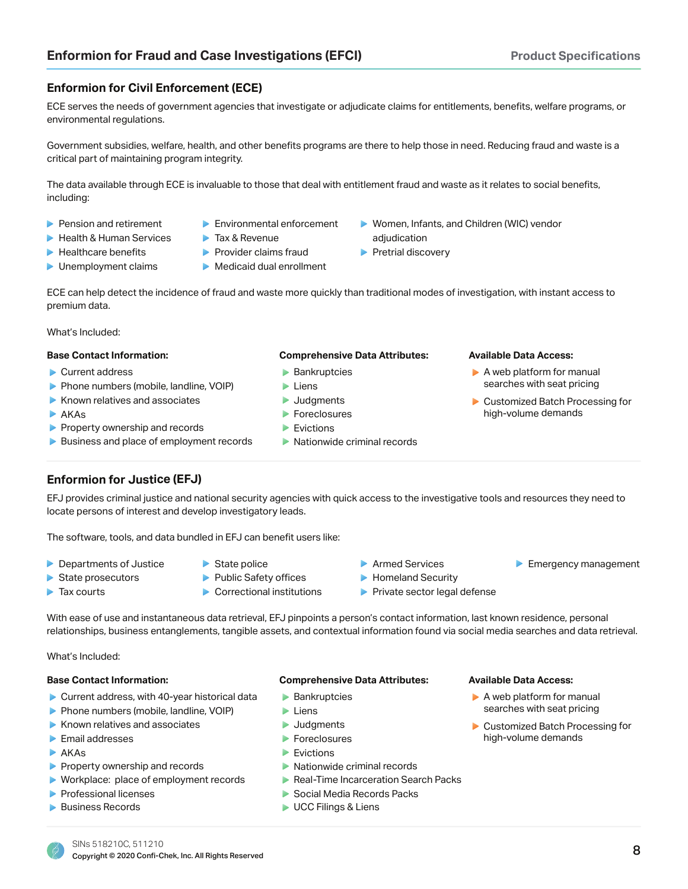## Enformion for Civil Enforcement (ECE)

ECE serves the needs of government agencies that investigate or adjudicate claims for entitlements, benefits, welfare programs, or environmental regulations.

Government subsidies, welfare, health, and other benefits programs are there to help those in need. Reducing fraud and waste is a critical part of maintaining program integrity.

The data available through ECE is invaluable to those that deal with entitlement fraud and waste as it relates to social benefits, including:

- Pension and retirement
- Health & Human Services
- Healthcare benefits
- Unemployment claims
- Environmental enforcement
- Tax & Revenue
- Provider claims fraud
- Medicaid dual enrollment
- Women, Infants, and Children (WIC) vendor adjudication
- Pretrial discovery

ECE can help detect the incidence of fraud and waste more quickly than traditional modes of investigation, with instant access to premium data.

What's Included:

**Base Contact Information:**

- Current address
- Phone numbers (mobile, landline, VOIP)
- Known relatives and associates
- AKAs
- Property ownership and records
- Business and place of employment records

**Comprehensive Data Attributes:**

- Bankruptcies
- Liens
- Judgments
- Foreclosures
- Evictions
- Nationwide criminal records

**Available Data Access:**

- A web platform for manual searches with seat pricing
- Customized Batch Processing for high-volume demands

## Enformion for Justice (EFJ)

EFJ provides criminal justice and national security agencies with quick access to the investigative tools and resources they need to locate persons of interest and develop investigatory leads.

The software, tools, and data bundled in EFJ can benefit users like:

- Departments of Justice
- State prosecutors
- Tax courts
- State police
- Public Safety offices
- Correctional institutions
- Armed Services
- Homeland Security
- Private sector legal defense
- Emergency management

With ease of use and instantaneous data retrieval, EFJ pinpoints a person's contact information, last known residence, personal relationships, business entanglements, tangible assets, and contextual information found via social media searches and data retrieval.

What's Included:

**Base Contact Information:**

- Current address, with 40-year historical data
- Phone numbers (mobile, landline, VOIP)
- Known relatives and associates
- Email addresses
- AKAs
- Property ownership and records
- Workplace: place of employment records
- Professional licenses
- Business Records

**Comprehensive Data Attributes:**

- Bankruptcies
- Liens
- Judgments
- Foreclosures
- Evictions
- Nationwide criminal records
- Real-Time Incarceration Search Packs
- Social Media Records Packs
- UCC Filings & Liens

**Available Data Access:**

- A web platform for manual searches with seat pricing
- Customized Batch Processing for high-volume demands

SINs 518210C, 511210
Copyright © 2020 Confi-Chek, Inc. All Rights Reserved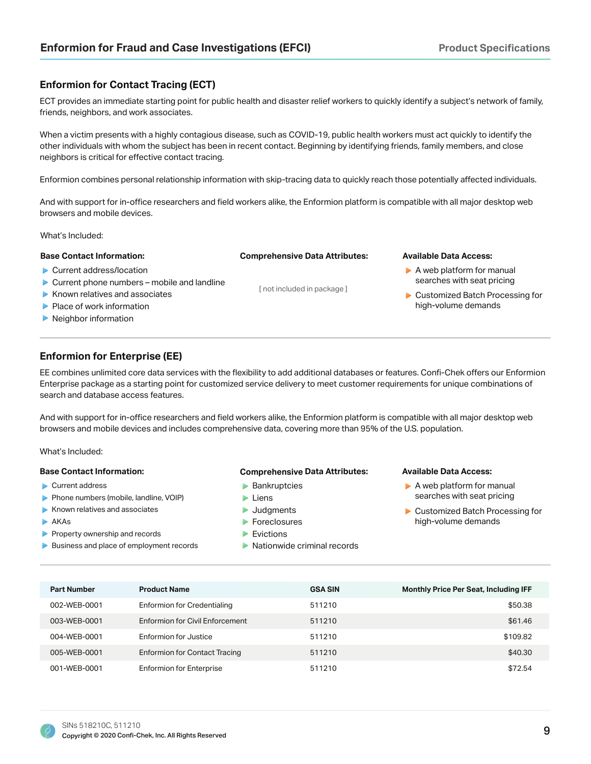## Enformion for Contact Tracing (ECT)

ECT provides an immediate starting point for public health and disaster relief workers to quickly identify a subject's network of family, friends, neighbors, and work associates.

When a victim presents with a highly contagious disease, such as COVID-19, public health workers must act quickly to identify the other individuals with whom the subject has been in recent contact. Beginning by identifying friends, family members, and close neighbors is critical for effective contact tracing.

Enformion combines personal relationship information with skip-tracing data to quickly reach those potentially affected individuals.

And with support for in-office researchers and field workers alike, the Enformion platform is compatible with all major desktop web browsers and mobile devices.

What's Included:

**Base Contact Information:**

- Current address/location
- Current phone numbers – mobile and landline
- Known relatives and associates
- Place of work information
- Neighbor information

**Comprehensive Data Attributes:**

[ not included in package ]

**Available Data Access:**

- A web platform for manual searches with seat pricing
- Customized Batch Processing for high-volume demands

## Enformion for Enterprise (EE)

EE combines unlimited core data services with the flexibility to add additional databases or features. Confi-Chek offers our Enformion Enterprise package as a starting point for customized service delivery to meet customer requirements for unique combinations of search and database access features.

And with support for in-office researchers and field workers alike, the Enformion platform is compatible with all major desktop web browsers and mobile devices and includes comprehensive data, covering more than 95% of the U.S. population.

What's Included:

**Base Contact Information:**

- Current address
- Phone numbers (mobile, landline, VOIP)
- Known relatives and associates
- AKAs
- Property ownership and records
- Business and place of employment records

**Comprehensive Data Attributes:**

- Bankruptcies
- Liens
- Judgments
- Foreclosures
- Evictions
- Nationwide criminal records

**Available Data Access:**

- A web platform for manual searches with seat pricing
- Customized Batch Processing for high-volume demands

| Part Number | Product Name | GSA SIN | Monthly Price Per Seat, Including IFF |
|---|---|---|---|
| 002-WEB-0001 | Enformion for Credentialing | 511210 | $50.38 |
| 003-WEB-0001 | Enformion for Civil Enforcement | 511210 | $61.46 |
| 004-WEB-0001 | Enformion for Justice | 511210 | $109.82 |
| 005-WEB-0001 | Enformion for Contact Tracing | 511210 | $40.30 |
| 001-WEB-0001 | Enformion for Enterprise | 511210 | $72.54 |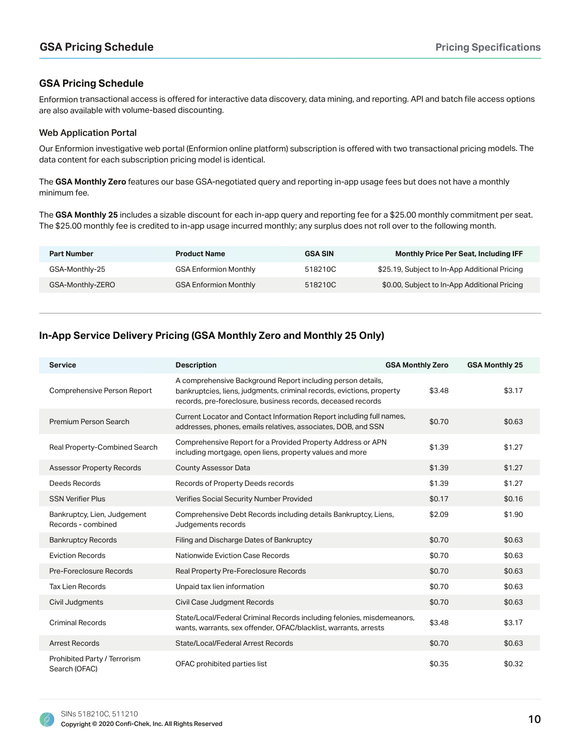## GSA Pricing Schedule

Enformion transactional access is offered for interactive data discovery, data mining, and reporting. API and batch file access options are also available with volume-based discounting.

### Web Application Portal

Our Enformion investigative web portal (Enformion online platform) subscription is offered with two transactional pricing models. The data content for each subscription pricing model is identical.

The **GSA Monthly Zero** features our base GSA-negotiated query and reporting in-app usage fees but does not have a monthly minimum fee.

The **GSA Monthly 25** includes a sizable discount for each in-app query and reporting fee for a $25.00 monthly commitment per seat. The $25.00 monthly fee is credited to in-app usage incurred monthly; any surplus does not roll over to the following month.

| Part Number | Product Name | GSA SIN | Monthly Price Per Seat, Including IFF |
|---|---|---|---|
| GSA-Monthly-25 | GSA Enformion Monthly | 518210C | $25.19, Subject to In-App Additional Pricing |
| GSA-Monthly-ZERO | GSA Enformion Monthly | 518210C | $0.00, Subject to In-App Additional Pricing |

## In-App Service Delivery Pricing (GSA Monthly Zero and Monthly 25 Only)

| Service | Description | GSA Monthly Zero | GSA Monthly 25 |
|---|---|---|---|
| Comprehensive Person Report | A comprehensive Background Report including person details, bankruptcies, liens, judgments, criminal records, evictions, property records, pre-foreclosure, business records, deceased records | $3.48 | $3.17 |
| Premium Person Search | Current Locator and Contact Information Report including full names, addresses, phones, emails relatives, associates, DOB, and SSN | $0.70 | $0.63 |
| Real Property-Combined Search | Comprehensive Report for a Provided Property Address or APN including mortgage, open liens, property values and more | $1.39 | $1.27 |
| Assessor Property Records | County Assessor Data | $1.39 | $1.27 |
| Deeds Records | Records of Property Deeds records | $1.39 | $1.27 |
| SSN Verifier Plus | Verifies Social Security Number Provided | $0.17 | $0.16 |
| Bankruptcy, Lien, Judgement Records - combined | Comprehensive Debt Records including details Bankruptcy, Liens, Judgements records | $2.09 | $1.90 |
| Bankruptcy Records | Filing and Discharge Dates of Bankruptcy | $0.70 | $0.63 |
| Eviction Records | Nationwide Eviction Case Records | $0.70 | $0.63 |
| Pre-Foreclosure Records | Real Property Pre-Foreclosure Records | $0.70 | $0.63 |
| Tax Lien Records | Unpaid tax lien information | $0.70 | $0.63 |
| Civil Judgments | Civil Case Judgment Records | $0.70 | $0.63 |
| Criminal Records | State/Local/Federal Criminal Records including felonies, misdemeanors, wants, warrants, sex offender, OFAC/blacklist, warrants, arrests | $3.48 | $3.17 |
| Arrest Records | State/Local/Federal Arrest Records | $0.70 | $0.63 |
| Prohibited Party / Terrorism Search (OFAC) | OFAC prohibited parties list | $0.35 | $0.32 |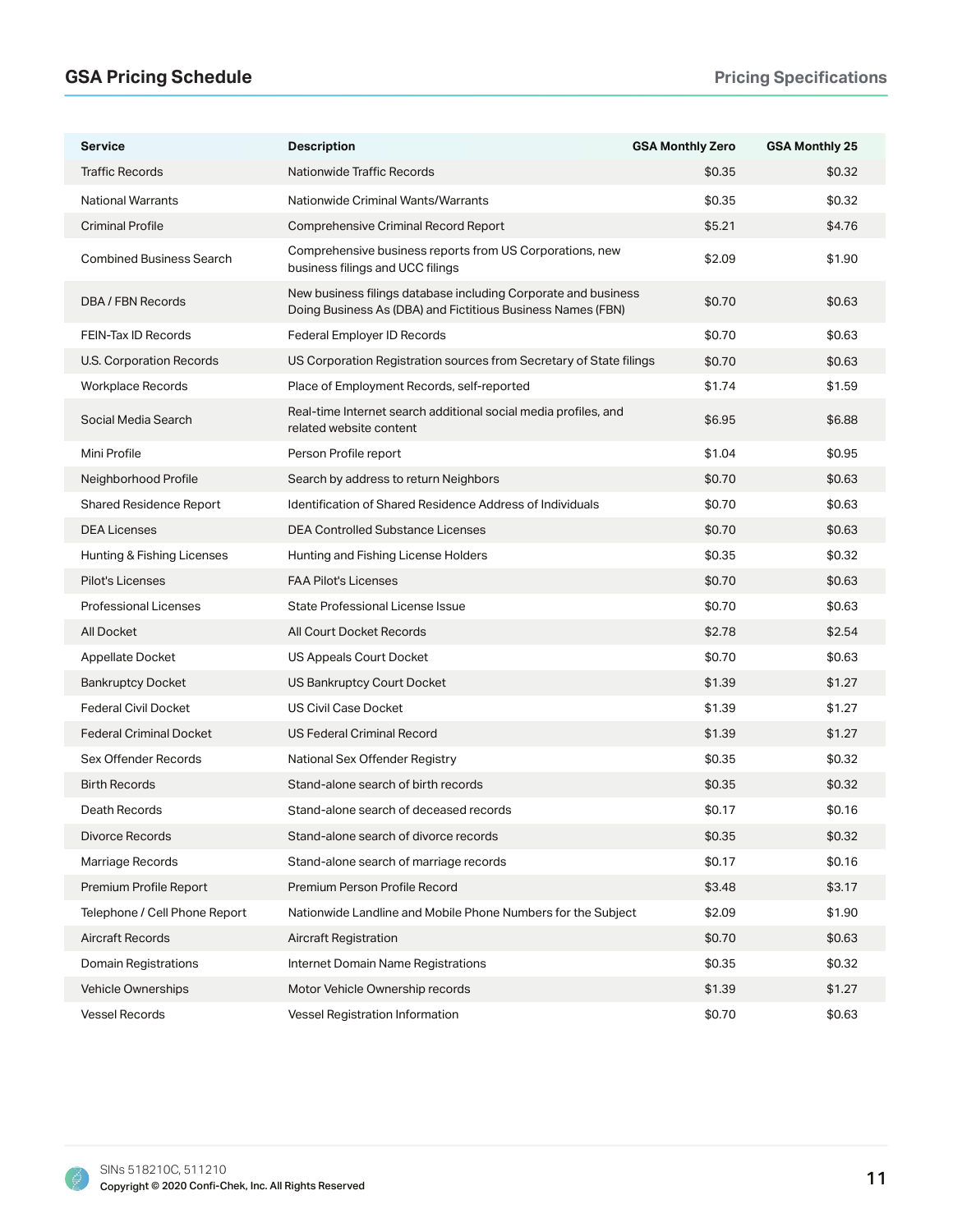## GSA Pricing Schedule

**Pricing Specifications**

| Service | Description | GSA Monthly Zero | GSA Monthly 25 |
|---|---|---|---|
| Traffic Records | Nationwide Traffic Records | $0.35 | $0.32 |
| National Warrants | Nationwide Criminal Wants/Warrants | $0.35 | $0.32 |
| Criminal Profile | Comprehensive Criminal Record Report | $5.21 | $4.76 |
| Combined Business Search | Comprehensive business reports from US Corporations, new business filings and UCC filings | $2.09 | $1.90 |
| DBA / FBN Records | New business filings database including Corporate and business Doing Business As (DBA) and Fictitious Business Names (FBN) | $0.70 | $0.63 |
| FEIN-Tax ID Records | Federal Employer ID Records | $0.70 | $0.63 |
| U.S. Corporation Records | US Corporation Registration sources from Secretary of State filings | $0.70 | $0.63 |
| Workplace Records | Place of Employment Records, self-reported | $1.74 | $1.59 |
| Social Media Search | Real-time Internet search additional social media profiles, and related website content | $6.95 | $6.88 |
| Mini Profile | Person Profile report | $1.04 | $0.95 |
| Neighborhood Profile | Search by address to return Neighbors | $0.70 | $0.63 |
| Shared Residence Report | Identification of Shared Residence Address of Individuals | $0.70 | $0.63 |
| DEA Licenses | DEA Controlled Substance Licenses | $0.70 | $0.63 |
| Hunting & Fishing Licenses | Hunting and Fishing License Holders | $0.35 | $0.32 |
| Pilot's Licenses | FAA Pilot's Licenses | $0.70 | $0.63 |
| Professional Licenses | State Professional License Issue | $0.70 | $0.63 |
| All Docket | All Court Docket Records | $2.78 | $2.54 |
| Appellate Docket | US Appeals Court Docket | $0.70 | $0.63 |
| Bankruptcy Docket | US Bankruptcy Court Docket | $1.39 | $1.27 |
| Federal Civil Docket | US Civil Case Docket | $1.39 | $1.27 |
| Federal Criminal Docket | US Federal Criminal Record | $1.39 | $1.27 |
| Sex Offender Records | National Sex Offender Registry | $0.35 | $0.32 |
| Birth Records | Stand-alone search of birth records | $0.35 | $0.32 |
| Death Records | Stand-alone search of deceased records | $0.17 | $0.16 |
| Divorce Records | Stand-alone search of divorce records | $0.35 | $0.32 |
| Marriage Records | Stand-alone search of marriage records | $0.17 | $0.16 |
| Premium Profile Report | Premium Person Profile Record | $3.48 | $3.17 |
| Telephone / Cell Phone Report | Nationwide Landline and Mobile Phone Numbers for the Subject | $2.09 | $1.90 |
| Aircraft Records | Aircraft Registration | $0.70 | $0.63 |
| Domain Registrations | Internet Domain Name Registrations | $0.35 | $0.32 |
| Vehicle Ownerships | Motor Vehicle Ownership records | $1.39 | $1.27 |
| Vessel Records | Vessel Registration Information | $0.70 | $0.63 |

SINs 518210C, 511210
Copyright © 2020 Confi-Chek, Inc. All Rights Reserved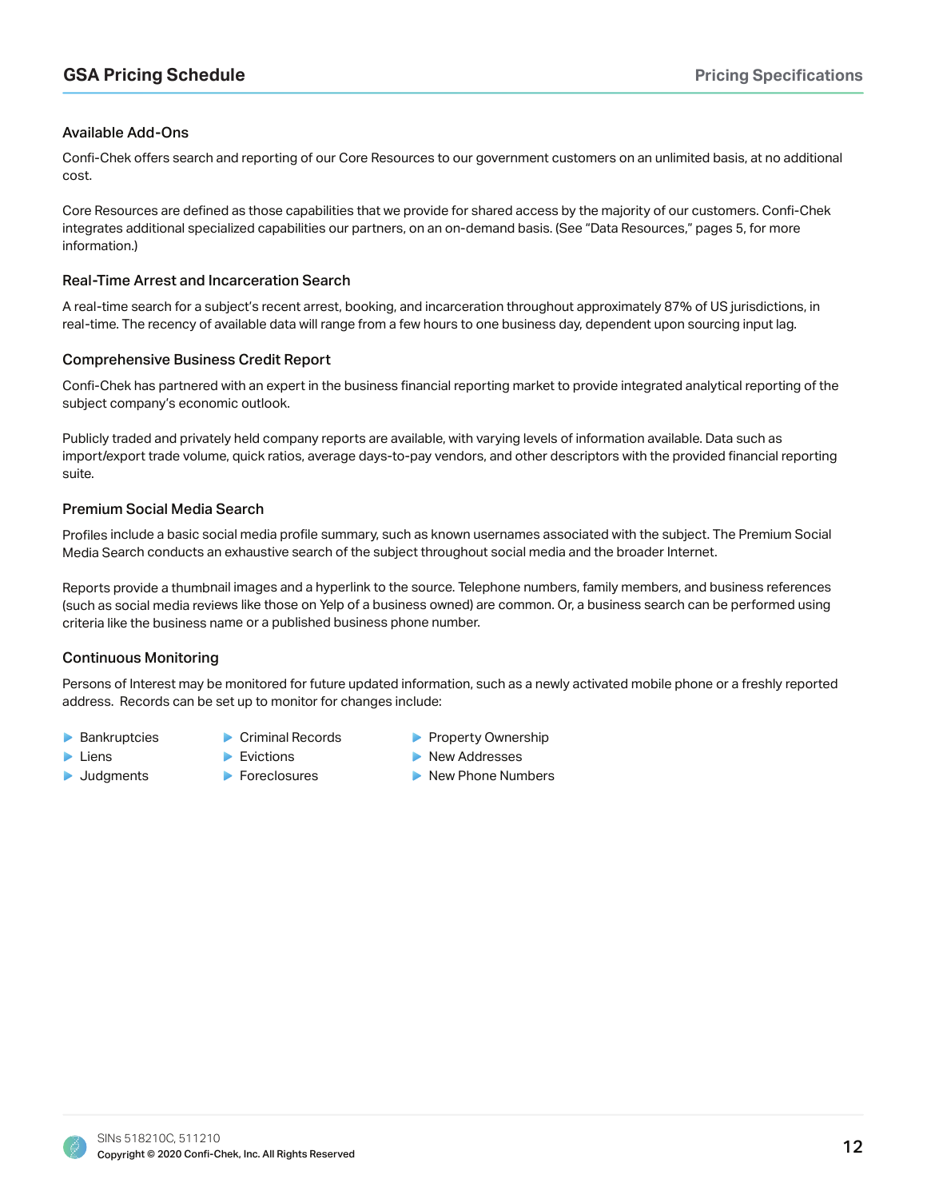## Available Add-Ons

Confi-Chek offers search and reporting of our Core Resources to our government customers on an unlimited basis, at no additional cost.

Core Resources are defined as those capabilities that we provide for shared access by the majority of our customers. Confi-Chek integrates additional specialized capabilities our partners, on an on-demand basis. (See "Data Resources," pages 5, for more information.)

### Real-Time Arrest and Incarceration Search

A real-time search for a subject's recent arrest, booking, and incarceration throughout approximately 87% of US jurisdictions, in real-time. The recency of available data will range from a few hours to one business day, dependent upon sourcing input lag.

### Comprehensive Business Credit Report

Confi-Chek has partnered with an expert in the business financial reporting market to provide integrated analytical reporting of the subject company's economic outlook.

Publicly traded and privately held company reports are available, with varying levels of information available. Data such as import/export trade volume, quick ratios, average days-to-pay vendors, and other descriptors with the provided financial reporting suite.

### Premium Social Media Search

Profiles include a basic social media profile summary, such as known usernames associated with the subject. The Premium Social Media Search conducts an exhaustive search of the subject throughout social media and the broader Internet.

Reports provide a thumbnail images and a hyperlink to the source. Telephone numbers, family members, and business references (such as social media reviews like those on Yelp of a business owned) are common. Or, a business search can be performed using criteria like the business name or a published business phone number.

### Continuous Monitoring

Persons of Interest may be monitored for future updated information, such as a newly activated mobile phone or a freshly reported address. Records can be set up to monitor for changes include:

- Bankruptcies
- Liens
- Judgments
- Criminal Records
- Evictions
- Foreclosures
- Property Ownership
- New Addresses
- New Phone Numbers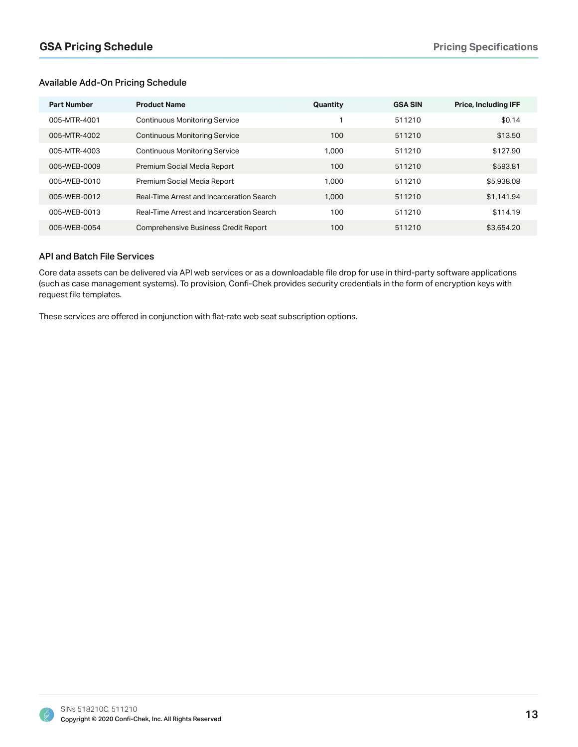### Available Add-On Pricing Schedule

| Part Number | Product Name | Quantity | GSA SIN | Price, Including IFF |
|---|---|---|---|---|
| 005-MTR-4001 | Continuous Monitoring Service | 1 | 511210 | $0.14 |
| 005-MTR-4002 | Continuous Monitoring Service | 100 | 511210 | $13.50 |
| 005-MTR-4003 | Continuous Monitoring Service | 1,000 | 511210 | $127.90 |
| 005-WEB-0009 | Premium Social Media Report | 100 | 511210 | $593.81 |
| 005-WEB-0010 | Premium Social Media Report | 1,000 | 511210 | $5,938.08 |
| 005-WEB-0012 | Real-Time Arrest and Incarceration Search | 1,000 | 511210 | $1,141.94 |
| 005-WEB-0013 | Real-Time Arrest and Incarceration Search | 100 | 511210 | $114.19 |
| 005-WEB-0054 | Comprehensive Business Credit Report | 100 | 511210 | $3,654.20 |

### API and Batch File Services

Core data assets can be delivered via API web services or as a downloadable file drop for use in third-party software applications (such as case management systems). To provision, Confi-Chek provides security credentials in the form of encryption keys with request file templates.

These services are offered in conjunction with flat-rate web seat subscription options.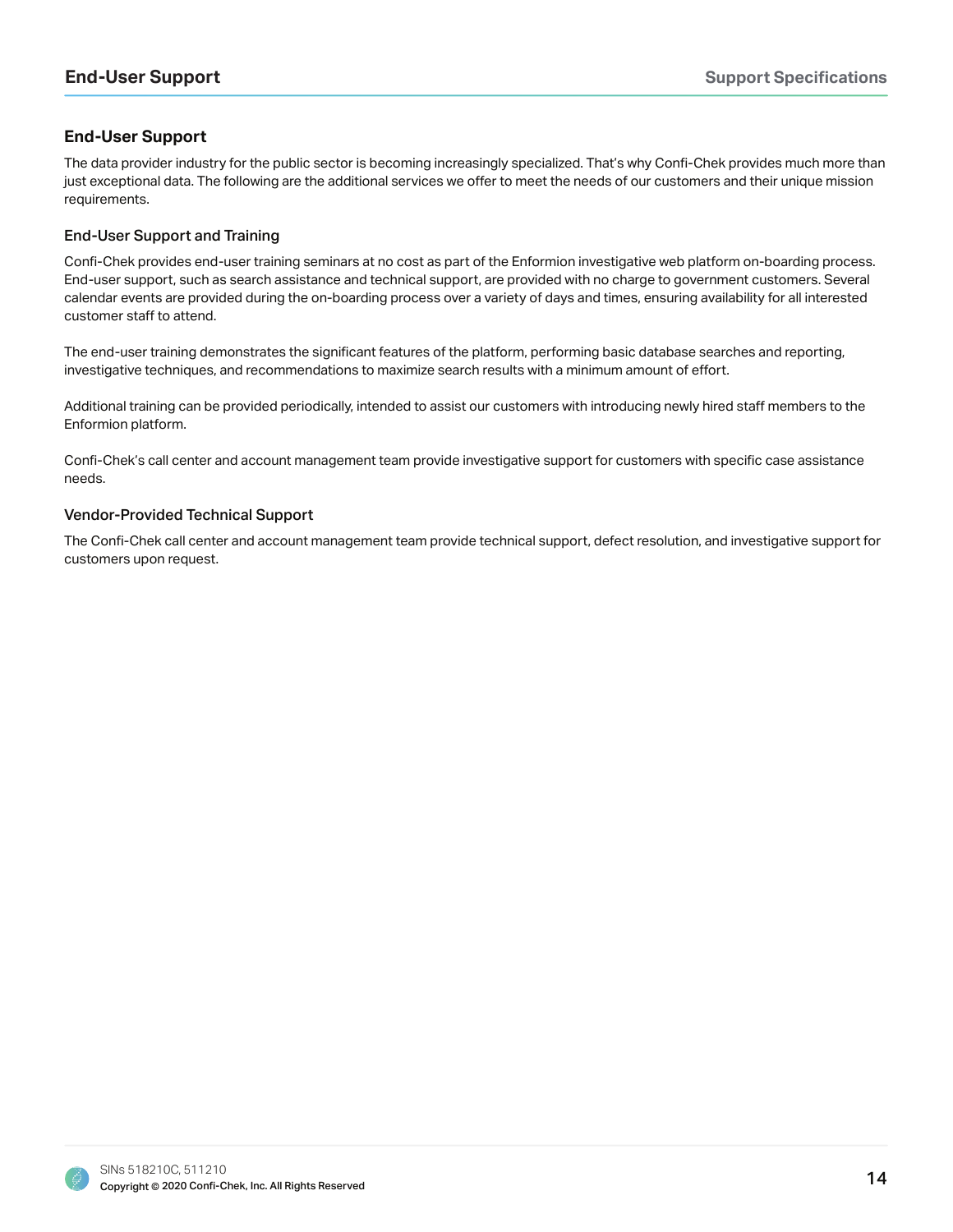## End-User Support

The data provider industry for the public sector is becoming increasingly specialized. That's why Confi-Chek provides much more than just exceptional data. The following are the additional services we offer to meet the needs of our customers and their unique mission requirements.

### End-User Support and Training

Confi-Chek provides end-user training seminars at no cost as part of the Enformion investigative web platform on-boarding process. End-user support, such as search assistance and technical support, are provided with no charge to government customers. Several calendar events are provided during the on-boarding process over a variety of days and times, ensuring availability for all interested customer staff to attend.

The end-user training demonstrates the significant features of the platform, performing basic database searches and reporting, investigative techniques, and recommendations to maximize search results with a minimum amount of effort.

Additional training can be provided periodically, intended to assist our customers with introducing newly hired staff members to the Enformion platform.

Confi-Chek's call center and account management team provide investigative support for customers with specific case assistance needs.

### Vendor-Provided Technical Support

The Confi-Chek call center and account management team provide technical support, defect resolution, and investigative support for customers upon request.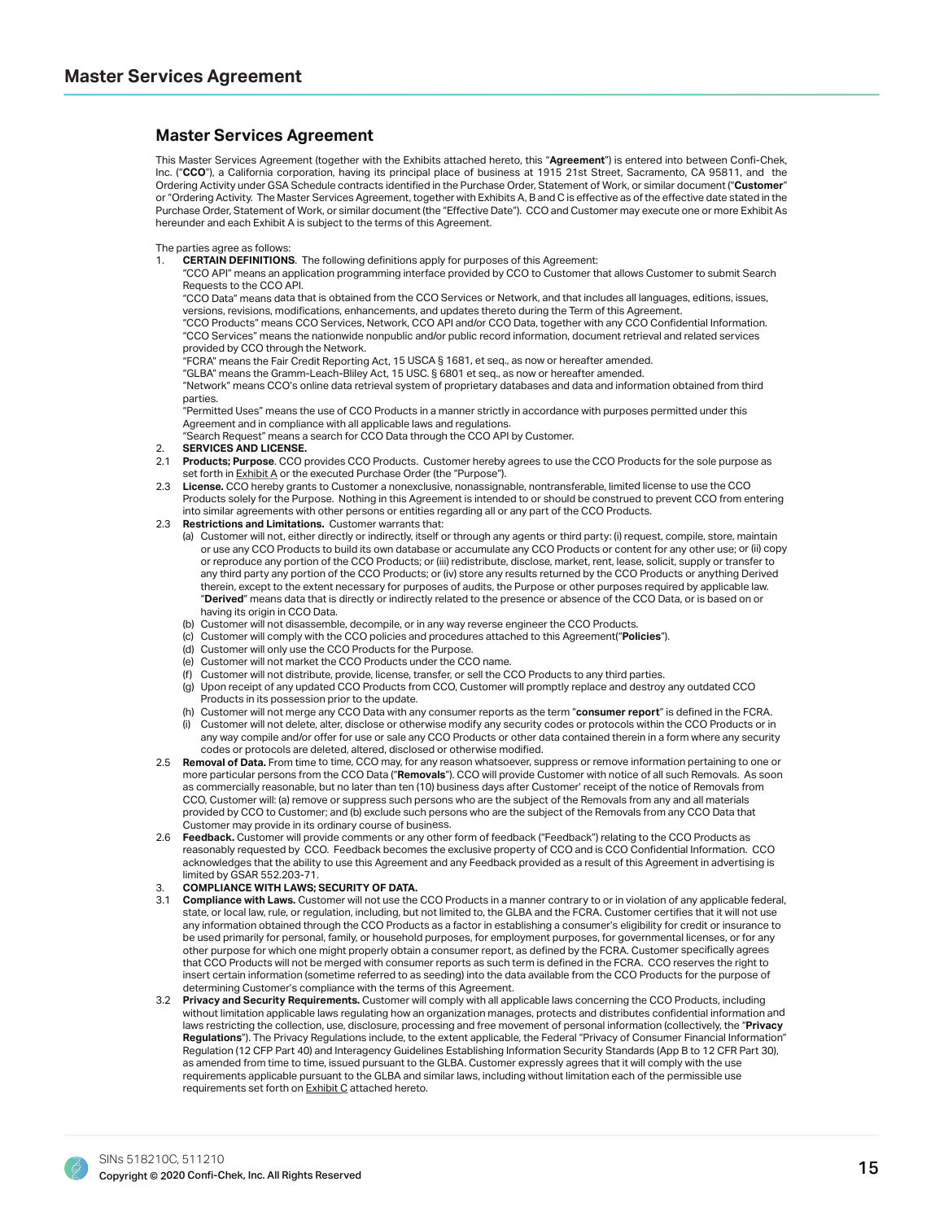## Master Services Agreement

This Master Services Agreement (together with the Exhibits attached hereto, this "**Agreement**") is entered into between Confi-Chek, Inc. ("**CCO**"), a California corporation, having its principal place of business at 1915 21st Street, Sacramento, CA 95811, and the Ordering Activity under GSA Schedule contracts identified in the Purchase Order, Statement of Work, or similar document ("**Customer**" or "Ordering Activity. The Master Services Agreement, together with Exhibits A, B and C is effective as of the effective date stated in the Purchase Order, Statement of Work, or similar document (the "Effective Date"). CCO and Customer may execute one or more Exhibit As hereunder and each Exhibit A is subject to the terms of this Agreement.

The parties agree as follows:

1. **CERTAIN DEFINITIONS**. The following definitions apply for purposes of this Agreement:
   "CCO API" means an application programming interface provided by CCO to Customer that allows Customer to submit Search Requests to the CCO API.
   "CCO Data" means data that is obtained from the CCO Services or Network, and that includes all languages, editions, issues, versions, revisions, modifications, enhancements, and updates thereto during the Term of this Agreement.
   "CCO Products" means CCO Services, Network, CCO API and/or CCO Data, together with any CCO Confidential Information.
   "CCO Services" means the nationwide nonpublic and/or public record information, document retrieval and related services provided by CCO through the Network.
   "FCRA" means the Fair Credit Reporting Act, 15 USCA § 1681, et seq., as now or hereafter amended.
   "GLBA" means the Gramm-Leach-Bliley Act, 15 USC. § 6801 et seq., as now or hereafter amended.
   "Network" means CCO's online data retrieval system of proprietary databases and data and information obtained from third parties.
   "Permitted Uses" means the use of CCO Products in a manner strictly in accordance with purposes permitted under this Agreement and in compliance with all applicable laws and regulations.
   "Search Request" means a search for CCO Data through the CCO API by Customer.

2. **SERVICES AND LICENSE.**

2.1 **Products; Purpose**. CCO provides CCO Products. Customer hereby agrees to use the CCO Products for the sole purpose as set forth in Exhibit A or the executed Purchase Order (the "Purpose").

2.3 **License.** CCO hereby grants to Customer a nonexclusive, nonassignable, nontransferable, limited license to use the CCO Products solely for the Purpose. Nothing in this Agreement is intended to or should be construed to prevent CCO from entering into similar agreements with other persons or entities regarding all or any part of the CCO Products.

2.3 **Restrictions and Limitations.** Customer warrants that:

   (a) Customer will not, either directly or indirectly, itself or through any agents or third party: (i) request, compile, store, maintain or use any CCO Products to build its own database or accumulate any CCO Products or content for any other use; or (ii) copy or reproduce any portion of the CCO Products; or (iii) redistribute, disclose, market, rent, lease, solicit, supply or transfer to any third party any portion of the CCO Products; or (iv) store any results returned by the CCO Products or anything Derived therein, except to the extent necessary for purposes of audits, the Purpose or other purposes required by applicable law. "**Derived**" means data that is directly or indirectly related to the presence or absence of the CCO Data, or is based on or having its origin in CCO Data.

   (b) Customer will not disassemble, decompile, or in any way reverse engineer the CCO Products.

   (c) Customer will comply with the CCO policies and procedures attached to this Agreement("**Policies**").

   (d) Customer will only use the CCO Products for the Purpose.

   (e) Customer will not market the CCO Products under the CCO name.

   (f) Customer will not distribute, provide, license, transfer, or sell the CCO Products to any third parties.

   (g) Upon receipt of any updated CCO Products from CCO, Customer will promptly replace and destroy any outdated CCO Products in its possession prior to the update.

   (h) Customer will not merge any CCO Data with any consumer reports as the term "**consumer report**" is defined in the FCRA.

   (i) Customer will not delete, alter, disclose or otherwise modify any security codes or protocols within the CCO Products or in any way compile and/or offer for use or sale any CCO Products or other data contained therein in a form where any security codes or protocols are deleted, altered, disclosed or otherwise modified.

2.5 **Removal of Data.** From time to time, CCO may, for any reason whatsoever, suppress or remove information pertaining to one or more particular persons from the CCO Data ("**Removals**"). CCO will provide Customer with notice of all such Removals. As soon as commercially reasonable, but no later than ten (10) business days after Customer' receipt of the notice of Removals from CCO, Customer will: (a) remove or suppress such persons who are the subject of the Removals from any and all materials provided by CCO to Customer; and (b) exclude such persons who are the subject of the Removals from any CCO Data that Customer may provide in its ordinary course of business.

2.6 **Feedback.** Customer will provide comments or any other form of feedback ("Feedback") relating to the CCO Products as reasonably requested by CCO. Feedback becomes the exclusive property of CCO and is CCO Confidential Information. CCO acknowledges that the ability to use this Agreement and any Feedback provided as a result of this Agreement in advertising is limited by GSAR 552.203-71.

3. **COMPLIANCE WITH LAWS; SECURITY OF DATA.**

3.1 **Compliance with Laws.** Customer will not use the CCO Products in a manner contrary to or in violation of any applicable federal, state, or local law, rule, or regulation, including, but not limited to, the GLBA and the FCRA. Customer certifies that it will not use any information obtained through the CCO Products as a factor in establishing a consumer's eligibility for credit or insurance to be used primarily for personal, family, or household purposes, for employment purposes, for governmental licenses, or for any other purpose for which one might properly obtain a consumer report, as defined by the FCRA. Customer specifically agrees that CCO Products will not be merged with consumer reports as such term is defined in the FCRA. CCO reserves the right to insert certain information (sometime referred to as seeding) into the data available from the CCO Products for the purpose of determining Customer's compliance with the terms of this Agreement.

3.2 **Privacy and Security Requirements.** Customer will comply with all applicable laws concerning the CCO Products, including without limitation applicable laws regulating how an organization manages, protects and distributes confidential information and laws restricting the collection, use, disclosure, processing and free movement of personal information (collectively, the "**Privacy Regulations**"). The Privacy Regulations include, to the extent applicable, the Federal "Privacy of Consumer Financial Information" Regulation (12 CFP Part 40) and Interagency Guidelines Establishing Information Security Standards (App B to 12 CFR Part 30), as amended from time to time, issued pursuant to the GLBA. Customer expressly agrees that it will comply with the use requirements applicable pursuant to the GLBA and similar laws, including without limitation each of the permissible use requirements set forth on Exhibit C attached hereto.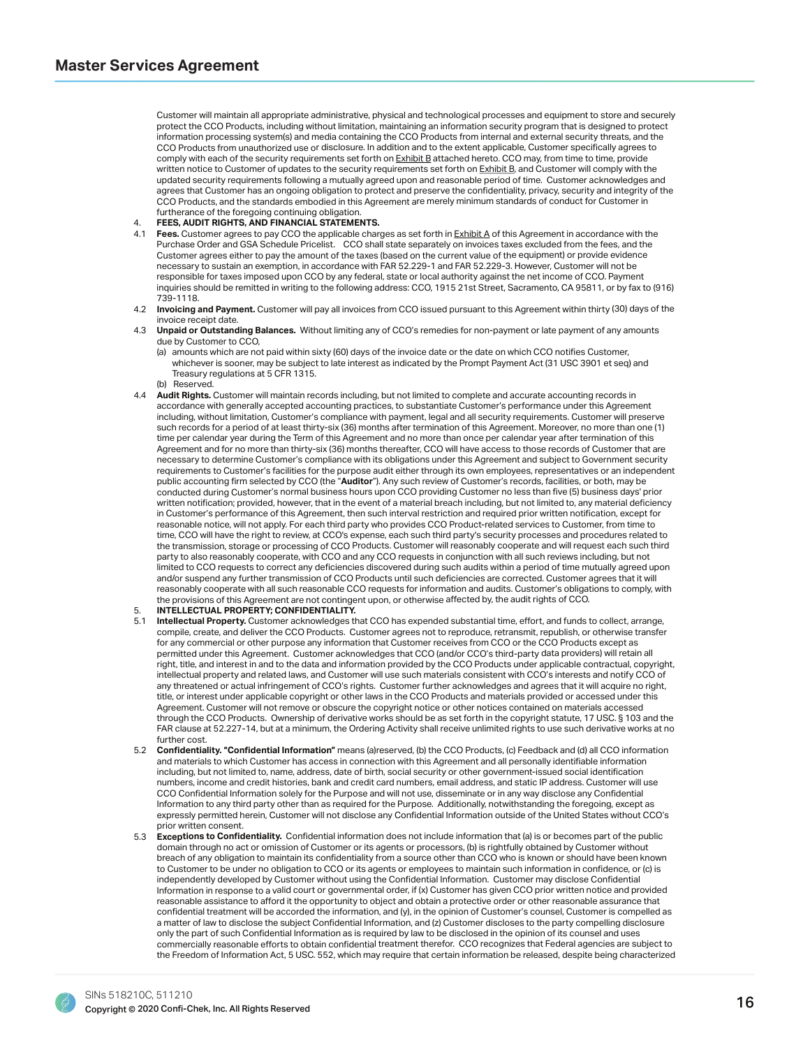Customer will maintain all appropriate administrative, physical and technological processes and equipment to store and securely protect the CCO Products, including without limitation, maintaining an information security program that is designed to protect information processing system(s) and media containing the CCO Products from internal and external security threats, and the CCO Products from unauthorized use or disclosure. In addition and to the extent applicable, Customer specifically agrees to comply with each of the security requirements set forth on Exhibit B attached hereto. CCO may, from time to time, provide written notice to Customer of updates to the security requirements set forth on Exhibit B, and Customer will comply with the updated security requirements following a mutually agreed upon and reasonable period of time. Customer acknowledges and agrees that Customer has an ongoing obligation to protect and preserve the confidentiality, privacy, security and integrity of the CCO Products, and the standards embodied in this Agreement are merely minimum standards of conduct for Customer in furtherance of the foregoing continuing obligation.

4. **FEES, AUDIT RIGHTS, AND FINANCIAL STATEMENTS.**

4.1 **Fees.** Customer agrees to pay CCO the applicable charges as set forth in Exhibit A of this Agreement in accordance with the Purchase Order and GSA Schedule Pricelist. CCO shall state separately on invoices taxes excluded from the fees, and the Customer agrees either to pay the amount of the taxes (based on the current value of the equipment) or provide evidence necessary to sustain an exemption, in accordance with FAR 52.229-1 and FAR 52.229-3. However, Customer will not be responsible for taxes imposed upon CCO by any federal, state or local authority against the net income of CCO. Payment inquiries should be remitted in writing to the following address: CCO, 1915 21st Street, Sacramento, CA 95811, or by fax to (916) 739-1118.

4.2 **Invoicing and Payment.** Customer will pay all invoices from CCO issued pursuant to this Agreement within thirty (30) days of the invoice receipt date.

4.3 **Unpaid or Outstanding Balances.** Without limiting any of CCO's remedies for non-payment or late payment of any amounts due by Customer to CCO,

(a) amounts which are not paid within sixty (60) days of the invoice date or the date on which CCO notifies Customer, whichever is sooner, may be subject to late interest as indicated by the Prompt Payment Act (31 USC 3901 et seq) and Treasury regulations at 5 CFR 1315.

(b) Reserved.

4.4 **Audit Rights.** Customer will maintain records including, but not limited to complete and accurate accounting records in accordance with generally accepted accounting practices, to substantiate Customer's performance under this Agreement including, without limitation, Customer's compliance with payment, legal and all security requirements. Customer will preserve such records for a period of at least thirty-six (36) months after termination of this Agreement. Moreover, no more than one (1) time per calendar year during the Term of this Agreement and no more than once per calendar year after termination of this Agreement and for no more than thirty-six (36) months thereafter, CCO will have access to those records of Customer that are necessary to determine Customer's compliance with its obligations under this Agreement and subject to Government security requirements to Customer's facilities for the purpose audit either through its own employees, representatives or an independent public accounting firm selected by CCO (the "**Auditor**"). Any such review of Customer's records, facilities, or both, may be conducted during Customer's normal business hours upon CCO providing Customer no less than five (5) business days' prior written notification; provided, however, that in the event of a material breach including, but not limited to, any material deficiency in Customer's performance of this Agreement, then such interval restriction and required prior written notification, except for reasonable notice, will not apply. For each third party who provides CCO Product-related services to Customer, from time to time, CCO will have the right to review, at CCO's expense, each such third party's security processes and procedures related to the transmission, storage or processing of CCO Products. Customer will reasonably cooperate and will request each such third party to also reasonably cooperate, with CCO and any CCO requests in conjunction with all such reviews including, but not limited to CCO requests to correct any deficiencies discovered during such audits within a period of time mutually agreed upon and/or suspend any further transmission of CCO Products until such deficiencies are corrected. Customer agrees that it will reasonably cooperate with all such reasonable CCO requests for information and audits. Customer's obligations to comply, with the provisions of this Agreement are not contingent upon, or otherwise affected by, the audit rights of CCO.

5. **INTELLECTUAL PROPERTY; CONFIDENTIALITY.**

5.1 **Intellectual Property.** Customer acknowledges that CCO has expended substantial time, effort, and funds to collect, arrange, compile, create, and deliver the CCO Products. Customer agrees not to reproduce, retransmit, republish, or otherwise transfer for any commercial or other purpose any information that Customer receives from CCO or the CCO Products except as permitted under this Agreement. Customer acknowledges that CCO (and/or CCO's third-party data providers) will retain all right, title, and interest in and to the data and information provided by the CCO Products under applicable contractual, copyright, intellectual property and related laws, and Customer will use such materials consistent with CCO's interests and notify CCO of any threatened or actual infringement of CCO's rights. Customer further acknowledges and agrees that it will acquire no right, title, or interest under applicable copyright or other laws in the CCO Products and materials provided or accessed under this Agreement. Customer will not remove or obscure the copyright notice or other notices contained on materials accessed through the CCO Products. Ownership of derivative works should be as set forth in the copyright statute, 17 USC. § 103 and the FAR clause at 52.227-14, but at a minimum, the Ordering Activity shall receive unlimited rights to use such derivative works at no further cost.

5.2 **Confidentiality. "Confidential Information"** means (a)reserved, (b) the CCO Products, (c) Feedback and (d) all CCO information and materials to which Customer has access in connection with this Agreement and all personally identifiable information including, but not limited to, name, address, date of birth, social security or other government-issued social identification numbers, income and credit histories, bank and credit card numbers, email address, and static IP address. Customer will use CCO Confidential Information solely for the Purpose and will not use, disseminate or in any way disclose any Confidential Information to any third party other than as required for the Purpose. Additionally, notwithstanding the foregoing, except as expressly permitted herein, Customer will not disclose any Confidential Information outside of the United States without CCO's prior written consent.

5.3 **Exceptions to Confidentiality.** Confidential information does not include information that (a) is or becomes part of the public domain through no act or omission of Customer or its agents or processors, (b) is rightfully obtained by Customer without breach of any obligation to maintain its confidentiality from a source other than CCO who is known or should have been known to Customer to be under no obligation to CCO or its agents or employees to maintain such information in confidence, or (c) is independently developed by Customer without using the Confidential Information. Customer may disclose Confidential Information in response to a valid court or governmental order, if (x) Customer has given CCO prior written notice and provided reasonable assistance to afford it the opportunity to object and obtain a protective order or other reasonable assurance that confidential treatment will be accorded the information, and (y), in the opinion of Customer's counsel, Customer is compelled as a matter of law to disclose the subject Confidential Information, and (z) Customer discloses to the party compelling disclosure only the part of such Confidential Information as is required by law to be disclosed in the opinion of its counsel and uses commercially reasonable efforts to obtain confidential treatment therefor. CCO recognizes that Federal agencies are subject to the Freedom of Information Act, 5 USC. 552, which may require that certain information be released, despite being characterized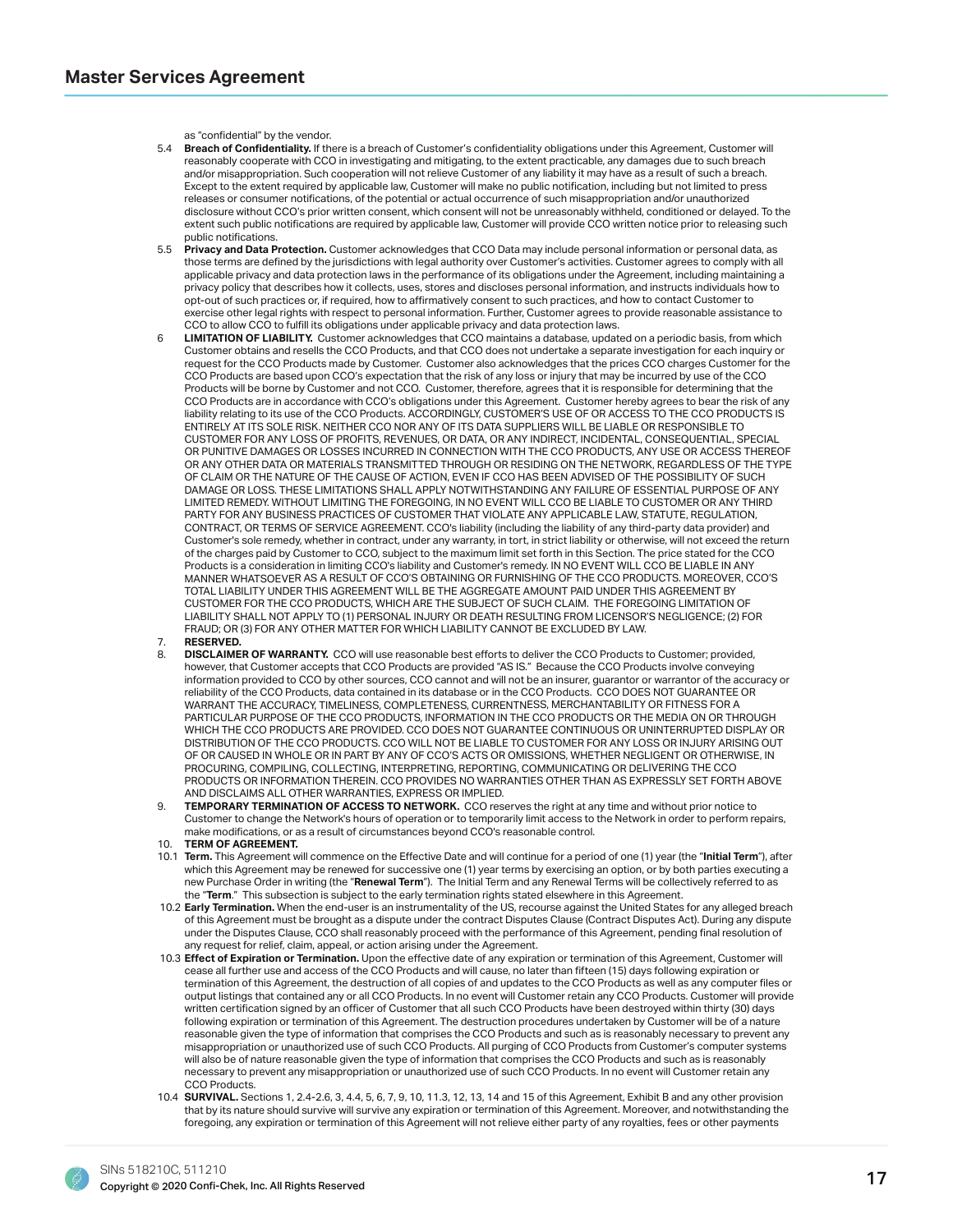as "confidential" by the vendor.

5.4 **Breach of Confidentiality.** If there is a breach of Customer's confidentiality obligations under this Agreement, Customer will reasonably cooperate with CCO in investigating and mitigating, to the extent practicable, any damages due to such breach and/or misappropriation. Such cooperation will not relieve Customer of any liability it may have as a result of such a breach. Except to the extent required by applicable law, Customer will make no public notification, including but not limited to press releases or consumer notifications, of the potential or actual occurrence of such misappropriation and/or unauthorized disclosure without CCO's prior written consent, which consent will not be unreasonably withheld, conditioned or delayed. To the extent such public notifications are required by applicable law, Customer will provide CCO written notice prior to releasing such public notifications.

5.5 **Privacy and Data Protection.** Customer acknowledges that CCO Data may include personal information or personal data, as those terms are defined by the jurisdictions with legal authority over Customer's activities. Customer agrees to comply with all applicable privacy and data protection laws in the performance of its obligations under the Agreement, including maintaining a privacy policy that describes how it collects, uses, stores and discloses personal information, and instructs individuals how to opt-out of such practices or, if required, how to affirmatively consent to such practices, and how to contact Customer to exercise other legal rights with respect to personal information. Further, Customer agrees to provide reasonable assistance to CCO to allow CCO to fulfill its obligations under applicable privacy and data protection laws.

6 **LIMITATION OF LIABILITY.** Customer acknowledges that CCO maintains a database, updated on a periodic basis, from which Customer obtains and resells the CCO Products, and that CCO does not undertake a separate investigation for each inquiry or request for the CCO Products made by Customer. Customer also acknowledges that the prices CCO charges Customer for the CCO Products are based upon CCO's expectation that the risk of any loss or injury that may be incurred by use of the CCO Products will be borne by Customer and not CCO. Customer, therefore, agrees that it is responsible for determining that the CCO Products are in accordance with CCO's obligations under this Agreement. Customer hereby agrees to bear the risk of any liability relating to its use of the CCO Products. ACCORDINGLY, CUSTOMER'S USE OF OR ACCESS TO THE CCO PRODUCTS IS ENTIRELY AT ITS SOLE RISK. NEITHER CCO NOR ANY OF ITS DATA SUPPLIERS WILL BE LIABLE OR RESPONSIBLE TO CUSTOMER FOR ANY LOSS OF PROFITS, REVENUES, OR DATA, OR ANY INDIRECT, INCIDENTAL, CONSEQUENTIAL, SPECIAL OR PUNITIVE DAMAGES OR LOSSES INCURRED IN CONNECTION WITH THE CCO PRODUCTS, ANY USE OR ACCESS THEREOF OR ANY OTHER DATA OR MATERIALS TRANSMITTED THROUGH OR RESIDING ON THE NETWORK, REGARDLESS OF THE TYPE OF CLAIM OR THE NATURE OF THE CAUSE OF ACTION, EVEN IF CCO HAS BEEN ADVISED OF THE POSSIBILITY OF SUCH DAMAGE OR LOSS. THESE LIMITATIONS SHALL APPLY NOTWITHSTANDING ANY FAILURE OF ESSENTIAL PURPOSE OF ANY LIMITED REMEDY. WITHOUT LIMITING THE FOREGOING, IN NO EVENT WILL CCO BE LIABLE TO CUSTOMER OR ANY THIRD PARTY FOR ANY BUSINESS PRACTICES OF CUSTOMER THAT VIOLATE ANY APPLICABLE LAW, STATUTE, REGULATION, CONTRACT, OR TERMS OF SERVICE AGREEMENT. CCO's liability (including the liability of any third-party data provider) and Customer's sole remedy, whether in contract, under any warranty, in tort, in strict liability or otherwise, will not exceed the return of the charges paid by Customer to CCO, subject to the maximum limit set forth in this Section. The price stated for the CCO Products is a consideration in limiting CCO's liability and Customer's remedy. IN NO EVENT WILL CCO BE LIABLE IN ANY MANNER WHATSOEVER AS A RESULT OF CCO'S OBTAINING OR FURNISHING OF THE CCO PRODUCTS. MOREOVER, CCO'S TOTAL LIABILITY UNDER THIS AGREEMENT WILL BE THE AGGREGATE AMOUNT PAID UNDER THIS AGREEMENT BY CUSTOMER FOR THE CCO PRODUCTS, WHICH ARE THE SUBJECT OF SUCH CLAIM. THE FOREGOING LIMITATION OF LIABILITY SHALL NOT APPLY TO (1) PERSONAL INJURY OR DEATH RESULTING FROM LICENSOR'S NEGLIGENCE; (2) FOR FRAUD; OR (3) FOR ANY OTHER MATTER FOR WHICH LIABILITY CANNOT BE EXCLUDED BY LAW.

7. **RESERVED.**

8. **DISCLAIMER OF WARRANTY.** CCO will use reasonable best efforts to deliver the CCO Products to Customer; provided, however, that Customer accepts that CCO Products are provided "AS IS." Because the CCO Products involve conveying information provided to CCO by other sources, CCO cannot and will not be an insurer, guarantor or warrantor of the accuracy or reliability of the CCO Products, data contained in its database or in the CCO Products. CCO DOES NOT GUARANTEE OR WARRANT THE ACCURACY, TIMELINESS, COMPLETENESS, CURRENTNESS, MERCHANTABILITY OR FITNESS FOR A PARTICULAR PURPOSE OF THE CCO PRODUCTS, INFORMATION IN THE CCO PRODUCTS OR THE MEDIA ON OR THROUGH WHICH THE CCO PRODUCTS ARE PROVIDED. CCO DOES NOT GUARANTEE CONTINUOUS OR UNINTERRUPTED DISPLAY OR DISTRIBUTION OF THE CCO PRODUCTS. CCO WILL NOT BE LIABLE TO CUSTOMER FOR ANY LOSS OR INJURY ARISING OUT OF OR CAUSED IN WHOLE OR IN PART BY ANY OF CCO'S ACTS OR OMISSIONS, WHETHER NEGLIGENT OR OTHERWISE, IN PROCURING, COMPILING, COLLECTING, INTERPRETING, REPORTING, COMMUNICATING OR DELIVERING THE CCO PRODUCTS OR INFORMATION THEREIN. CCO PROVIDES NO WARRANTIES OTHER THAN AS EXPRESSLY SET FORTH ABOVE AND DISCLAIMS ALL OTHER WARRANTIES, EXPRESS OR IMPLIED.

9. **TEMPORARY TERMINATION OF ACCESS TO NETWORK.** CCO reserves the right at any time and without prior notice to Customer to change the Network's hours of operation or to temporarily limit access to the Network in order to perform repairs, make modifications, or as a result of circumstances beyond CCO's reasonable control.

10. **TERM OF AGREEMENT.**

10.1 **Term.** This Agreement will commence on the Effective Date and will continue for a period of one (1) year (the "**Initial Term**"), after which this Agreement may be renewed for successive one (1) year terms by exercising an option, or by both parties executing a new Purchase Order in writing (the "**Renewal Term**"). The Initial Term and any Renewal Terms will be collectively referred to as the "**Term**." This subsection is subject to the early termination rights stated elsewhere in this Agreement.

10.2 **Early Termination.** When the end-user is an instrumentality of the US, recourse against the United States for any alleged breach of this Agreement must be brought as a dispute under the contract Disputes Clause (Contract Disputes Act). During any dispute under the Disputes Clause, CCO shall reasonably proceed with the performance of this Agreement, pending final resolution of any request for relief, claim, appeal, or action arising under the Agreement.

10.3 **Effect of Expiration or Termination.** Upon the effective date of any expiration or termination of this Agreement, Customer will cease all further use and access of the CCO Products and will cause, no later than fifteen (15) days following expiration or termination of this Agreement, the destruction of all copies of and updates to the CCO Products as well as any computer files or output listings that contained any or all CCO Products. In no event will Customer retain any CCO Products. Customer will provide written certification signed by an officer of Customer that all such CCO Products have been destroyed within thirty (30) days following expiration or termination of this Agreement. The destruction procedures undertaken by Customer will be of a nature reasonable given the type of information that comprises the CCO Products and such as is reasonably necessary to prevent any misappropriation or unauthorized use of such CCO Products. All purging of CCO Products from Customer's computer systems will also be of nature reasonable given the type of information that comprises the CCO Products and such as is reasonably necessary to prevent any misappropriation or unauthorized use of such CCO Products. In no event will Customer retain any CCO Products.

10.4 **SURVIVAL.** Sections 1, 2.4-2.6, 3, 4.4, 5, 6, 7, 9, 10, 11.3, 12, 13, 14 and 15 of this Agreement, Exhibit B and any other provision that by its nature should survive will survive any expiration or termination of this Agreement. Moreover, and notwithstanding the foregoing, any expiration or termination of this Agreement will not relieve either party of any royalties, fees or other payments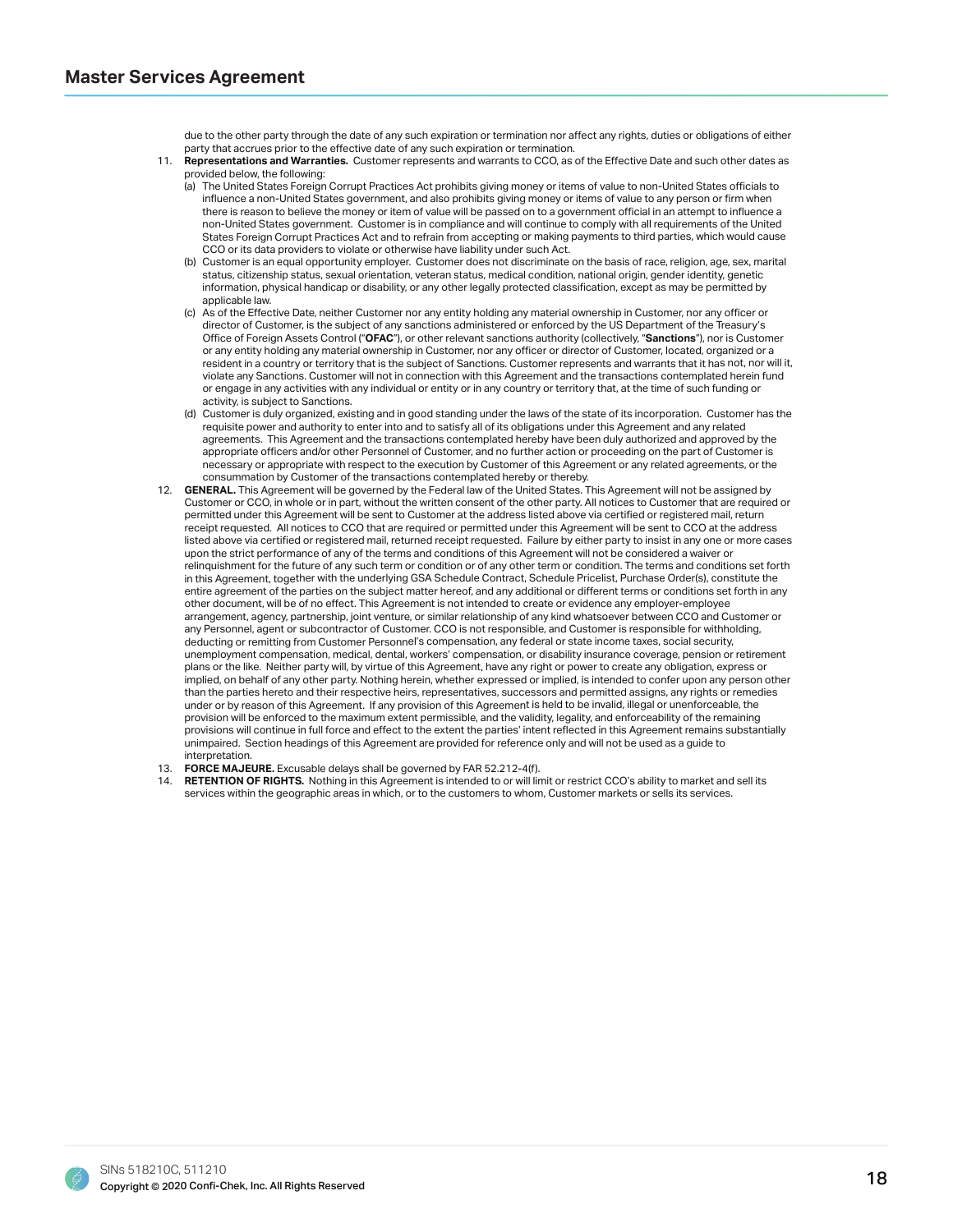due to the other party through the date of any such expiration or termination nor affect any rights, duties or obligations of either party that accrues prior to the effective date of any such expiration or termination.

11. **Representations and Warranties.** Customer represents and warrants to CCO, as of the Effective Date and such other dates as provided below, the following:
    (a) The United States Foreign Corrupt Practices Act prohibits giving money or items of value to non-United States officials to influence a non-United States government, and also prohibits giving money or items of value to any person or firm when there is reason to believe the money or item of value will be passed on to a government official in an attempt to influence a non-United States government. Customer is in compliance and will continue to comply with all requirements of the United States Foreign Corrupt Practices Act and to refrain from accepting or making payments to third parties, which would cause CCO or its data providers to violate or otherwise have liability under such Act.
    (b) Customer is an equal opportunity employer. Customer does not discriminate on the basis of race, religion, age, sex, marital status, citizenship status, sexual orientation, veteran status, medical condition, national origin, gender identity, genetic information, physical handicap or disability, or any other legally protected classification, except as may be permitted by applicable law.
    (c) As of the Effective Date, neither Customer nor any entity holding any material ownership in Customer, nor any officer or director of Customer, is the subject of any sanctions administered or enforced by the US Department of the Treasury's Office of Foreign Assets Control ("**OFAC**"), or other relevant sanctions authority (collectively, "**Sanctions**"), nor is Customer or any entity holding any material ownership in Customer, nor any officer or director of Customer, located, organized or a resident in a country or territory that is the subject of Sanctions. Customer represents and warrants that it has not, nor will it, violate any Sanctions. Customer will not in connection with this Agreement and the transactions contemplated herein fund or engage in any activities with any individual or entity or in any country or territory that, at the time of such funding or activity, is subject to Sanctions.
    (d) Customer is duly organized, existing and in good standing under the laws of the state of its incorporation. Customer has the requisite power and authority to enter into and to satisfy all of its obligations under this Agreement and any related agreements. This Agreement and the transactions contemplated hereby have been duly authorized and approved by the appropriate officers and/or other Personnel of Customer, and no further action or proceeding on the part of Customer is necessary or appropriate with respect to the execution by Customer of this Agreement or any related agreements, or the consummation by Customer of the transactions contemplated hereby or thereby.
12. **GENERAL.** This Agreement will be governed by the Federal law of the United States. This Agreement will not be assigned by Customer or CCO, in whole or in part, without the written consent of the other party. All notices to Customer that are required or permitted under this Agreement will be sent to Customer at the address listed above via certified or registered mail, return receipt requested. All notices to CCO that are required or permitted under this Agreement will be sent to CCO at the address listed above via certified or registered mail, returned receipt requested. Failure by either party to insist in any one or more cases upon the strict performance of any of the terms and conditions of this Agreement will not be considered a waiver or relinquishment for the future of any such term or condition or of any other term or condition. The terms and conditions set forth in this Agreement, together with the underlying GSA Schedule Contract, Schedule Pricelist, Purchase Order(s), constitute the entire agreement of the parties on the subject matter hereof, and any additional or different terms or conditions set forth in any other document, will be of no effect. This Agreement is not intended to create or evidence any employer-employee arrangement, agency, partnership, joint venture, or similar relationship of any kind whatsoever between CCO and Customer or any Personnel, agent or subcontractor of Customer. CCO is not responsible, and Customer is responsible for withholding, deducting or remitting from Customer Personnel's compensation, any federal or state income taxes, social security, unemployment compensation, medical, dental, workers' compensation, or disability insurance coverage, pension or retirement plans or the like. Neither party will, by virtue of this Agreement, have any right or power to create any obligation, express or implied, on behalf of any other party. Nothing herein, whether expressed or implied, is intended to confer upon any person other than the parties hereto and their respective heirs, representatives, successors and permitted assigns, any rights or remedies under or by reason of this Agreement. If any provision of this Agreement is held to be invalid, illegal or unenforceable, the provision will be enforced to the maximum extent permissible, and the validity, legality, and enforceability of the remaining provisions will continue in full force and effect to the extent the parties' intent reflected in this Agreement remains substantially unimpaired. Section headings of this Agreement are provided for reference only and will not be used as a guide to interpretation.
13. **FORCE MAJEURE.** Excusable delays shall be governed by FAR 52.212-4(f).
14. **RETENTION OF RIGHTS.** Nothing in this Agreement is intended to or will limit or restrict CCO's ability to market and sell its services within the geographic areas in which, or to the customers to whom, Customer markets or sells its services.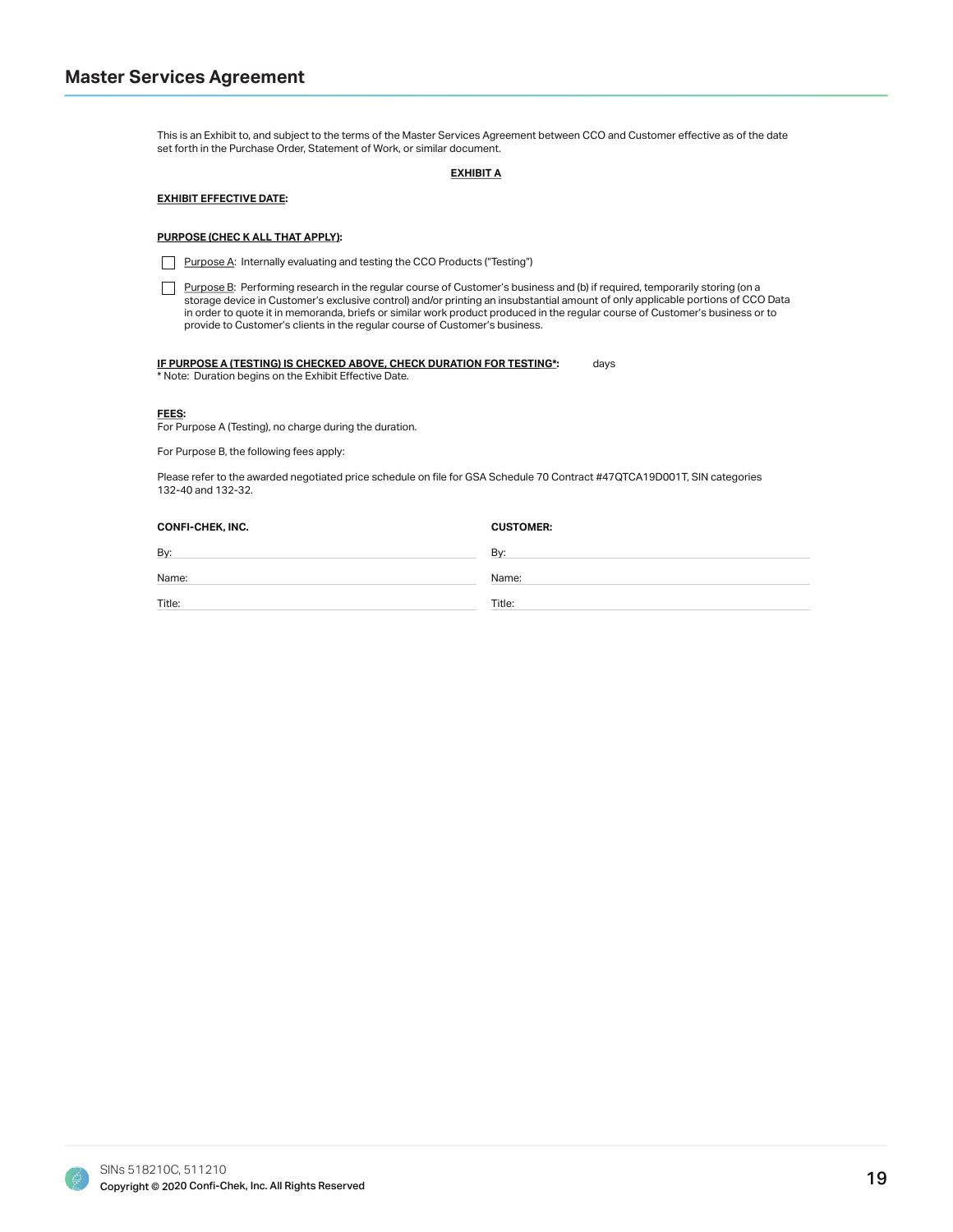This is an Exhibit to, and subject to the terms of the Master Services Agreement between CCO and Customer effective as of the date set forth in the Purchase Order, Statement of Work, or similar document.

**EXHIBIT A**

**EXHIBIT EFFECTIVE DATE:**

**PURPOSE (CHEC K ALL THAT APPLY):**

☐ Purpose A: Internally evaluating and testing the CCO Products ("Testing")

☐ Purpose B: Performing research in the regular course of Customer's business and (b) if required, temporarily storing (on a storage device in Customer's exclusive control) and/or printing an insubstantial amount of only applicable portions of CCO Data in order to quote it in memoranda, briefs or similar work product produced in the regular course of Customer's business or to provide to Customer's clients in the regular course of Customer's business.

**IF PURPOSE A (TESTING) IS CHECKED ABOVE, CHECK DURATION FOR TESTING*:** days
* Note: Duration begins on the Exhibit Effective Date.

**FEES:**
For Purpose A (Testing), no charge during the duration.

For Purpose B, the following fees apply:

Please refer to the awarded negotiated price schedule on file for GSA Schedule 70 Contract #47QTCA19D001T, SIN categories 132-40 and 132-32.

| **CONFI-CHEK, INC.** | **CUSTOMER:** |
| --- | --- |
| By: | By: |
| Name: | Name: |
| Title: | Title: |

SINs 518210C, 511210
Copyright © 2020 Confi-Chek, Inc. All Rights Reserved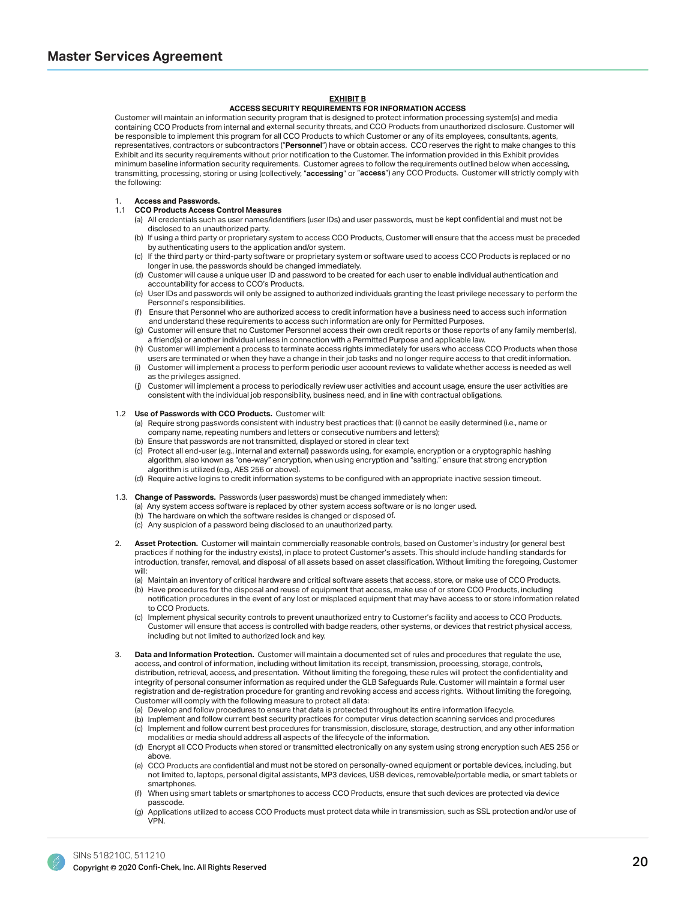## EXHIBIT B

### ACCESS SECURITY REQUIREMENTS FOR INFORMATION ACCESS

Customer will maintain an information security program that is designed to protect information processing system(s) and media containing CCO Products from internal and external security threats, and CCO Products from unauthorized disclosure. Customer will be responsible to implement this program for all CCO Products to which Customer or any of its employees, consultants, agents, representatives, contractors or subcontractors ("**Personnel**") have or obtain access. CCO reserves the right to make changes to this Exhibit and its security requirements without prior notification to the Customer. The information provided in this Exhibit provides minimum baseline information security requirements. Customer agrees to follow the requirements outlined below when accessing, transmitting, processing, storing or using (collectively, "**accessing**" or "**access**") any CCO Products. Customer will strictly comply with the following:

1. **Access and Passwords.**

1.1 **CCO Products Access Control Measures**

- (a) All credentials such as user names/identifiers (user IDs) and user passwords, must be kept confidential and must not be disclosed to an unauthorized party.
- (b) If using a third party or proprietary system to access CCO Products, Customer will ensure that the access must be preceded by authenticating users to the application and/or system.
- (c) If the third party or third-party software or proprietary system or software used to access CCO Products is replaced or no longer in use, the passwords should be changed immediately.
- (d) Customer will cause a unique user ID and password to be created for each user to enable individual authentication and accountability for access to CCO's Products.
- (e) User IDs and passwords will only be assigned to authorized individuals granting the least privilege necessary to perform the Personnel's responsibilities.
- (f) Ensure that Personnel who are authorized access to credit information have a business need to access such information and understand these requirements to access such information are only for Permitted Purposes.
- (g) Customer will ensure that no Customer Personnel access their own credit reports or those reports of any family member(s), a friend(s) or another individual unless in connection with a Permitted Purpose and applicable law.
- (h) Customer will implement a process to terminate access rights immediately for users who access CCO Products when those users are terminated or when they have a change in their job tasks and no longer require access to that credit information.
- (i) Customer will implement a process to perform periodic user account reviews to validate whether access is needed as well as the privileges assigned.
- (j) Customer will implement a process to periodically review user activities and account usage, ensure the user activities are consistent with the individual job responsibility, business need, and in line with contractual obligations.

1.2 **Use of Passwords with CCO Products.** Customer will:

- (a) Require strong passwords consistent with industry best practices that: (i) cannot be easily determined (i.e., name or company name, repeating numbers and letters or consecutive numbers and letters);
- (b) Ensure that passwords are not transmitted, displayed or stored in clear text
- (c) Protect all end-user (e.g., internal and external) passwords using, for example, encryption or a cryptographic hashing algorithm, also known as "one-way" encryption, when using encryption and "salting," ensure that strong encryption algorithm is utilized (e.g., AES 256 or above).
- (d) Require active logins to credit information systems to be configured with an appropriate inactive session timeout.

1.3. **Change of Passwords.** Passwords (user passwords) must be changed immediately when:

- (a) Any system access software is replaced by other system access software or is no longer used.
- (b) The hardware on which the software resides is changed or disposed of.
- (c) Any suspicion of a password being disclosed to an unauthorized party.

2. **Asset Protection.** Customer will maintain commercially reasonable controls, based on Customer's industry (or general best practices if nothing for the industry exists), in place to protect Customer's assets. This should include handling standards for introduction, transfer, removal, and disposal of all assets based on asset classification. Without limiting the foregoing, Customer will:
   - (a) Maintain an inventory of critical hardware and critical software assets that access, store, or make use of CCO Products.
   - (b) Have procedures for the disposal and reuse of equipment that access, make use of or store CCO Products, including notification procedures in the event of any lost or misplaced equipment that may have access to or store information related to CCO Products.
   - (c) Implement physical security controls to prevent unauthorized entry to Customer's facility and access to CCO Products. Customer will ensure that access is controlled with badge readers, other systems, or devices that restrict physical access, including but not limited to authorized lock and key.

3. **Data and Information Protection.** Customer will maintain a documented set of rules and procedures that regulate the use, access, and control of information, including without limitation its receipt, transmission, processing, storage, controls, distribution, retrieval, access, and presentation. Without limiting the foregoing, these rules will protect the confidentiality and integrity of personal consumer information as required under the GLB Safeguards Rule. Customer will maintain a formal user registration and de-registration procedure for granting and revoking access and access rights. Without limiting the foregoing, Customer will comply with the following measure to protect all data:
   - (a) Develop and follow procedures to ensure that data is protected throughout its entire information lifecycle.
   - (b) Implement and follow current best security practices for computer virus detection scanning services and procedures
   - (c) Implement and follow current best procedures for transmission, disclosure, storage, destruction, and any other information modalities or media should address all aspects of the lifecycle of the information.
   - (d) Encrypt all CCO Products when stored or transmitted electronically on any system using strong encryption such AES 256 or above.
   - (e) CCO Products are confidential and must not be stored on personally-owned equipment or portable devices, including, but not limited to, laptops, personal digital assistants, MP3 devices, USB devices, removable/portable media, or smart tablets or smartphones.
   - (f) When using smart tablets or smartphones to access CCO Products, ensure that such devices are protected via device passcode.
   - (g) Applications utilized to access CCO Products must protect data while in transmission, such as SSL protection and/or use of VPN.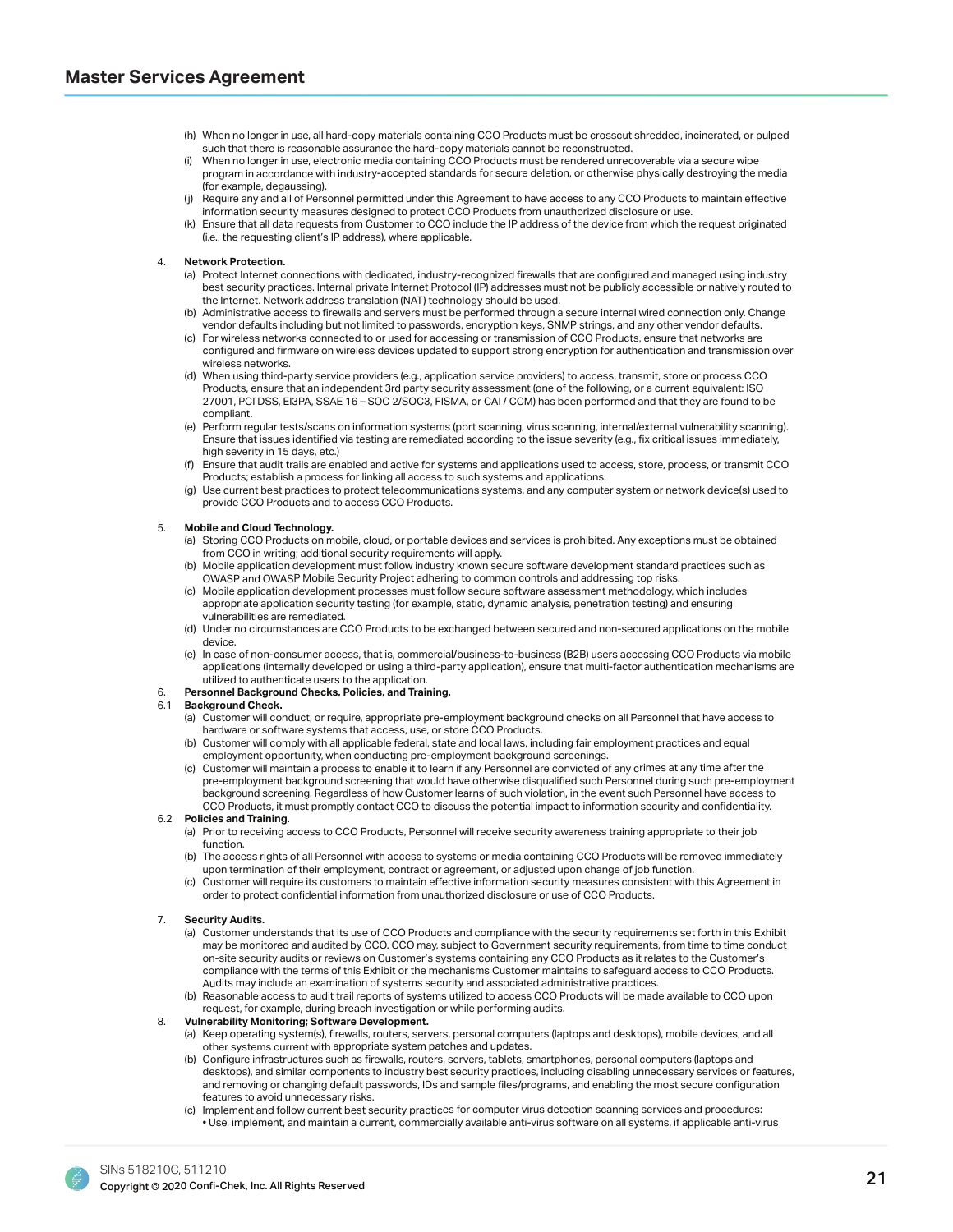(h) When no longer in use, all hard-copy materials containing CCO Products must be crosscut shredded, incinerated, or pulped such that there is reasonable assurance the hard-copy materials cannot be reconstructed.

(i) When no longer in use, electronic media containing CCO Products must be rendered unrecoverable via a secure wipe program in accordance with industry-accepted standards for secure deletion, or otherwise physically destroying the media (for example, degaussing).

(j) Require any and all of Personnel permitted under this Agreement to have access to any CCO Products to maintain effective information security measures designed to protect CCO Products from unauthorized disclosure or use.

(k) Ensure that all data requests from Customer to CCO include the IP address of the device from which the request originated (i.e., the requesting client's IP address), where applicable.

4. **Network Protection.**

(a) Protect Internet connections with dedicated, industry-recognized firewalls that are configured and managed using industry best security practices. Internal private Internet Protocol (IP) addresses must not be publicly accessible or natively routed to the Internet. Network address translation (NAT) technology should be used.

(b) Administrative access to firewalls and servers must be performed through a secure internal wired connection only. Change vendor defaults including but not limited to passwords, encryption keys, SNMP strings, and any other vendor defaults.

(c) For wireless networks connected to or used for accessing or transmission of CCO Products, ensure that networks are configured and firmware on wireless devices updated to support strong encryption for authentication and transmission over wireless networks.

(d) When using third-party service providers (e.g., application service providers) to access, transmit, store or process CCO Products, ensure that an independent 3rd party security assessment (one of the following, or a current equivalent: ISO 27001, PCI DSS, EI3PA, SSAE 16 – SOC 2/SOC3, FISMA, or CAI / CCM) has been performed and that they are found to be compliant.

(e) Perform regular tests/scans on information systems (port scanning, virus scanning, internal/external vulnerability scanning). Ensure that issues identified via testing are remediated according to the issue severity (e.g., fix critical issues immediately, high severity in 15 days, etc.)

(f) Ensure that audit trails are enabled and active for systems and applications used to access, store, process, or transmit CCO Products; establish a process for linking all access to such systems and applications.

(g) Use current best practices to protect telecommunications systems, and any computer system or network device(s) used to provide CCO Products and to access CCO Products.

5. **Mobile and Cloud Technology.**

(a) Storing CCO Products on mobile, cloud, or portable devices and services is prohibited. Any exceptions must be obtained from CCO in writing; additional security requirements will apply.

(b) Mobile application development must follow industry known secure software development standard practices such as OWASP and OWASP Mobile Security Project adhering to common controls and addressing top risks.

(c) Mobile application development processes must follow secure software assessment methodology, which includes appropriate application security testing (for example, static, dynamic analysis, penetration testing) and ensuring vulnerabilities are remediated.

(d) Under no circumstances are CCO Products to be exchanged between secured and non-secured applications on the mobile device.

(e) In case of non-consumer access, that is, commercial/business-to-business (B2B) users accessing CCO Products via mobile applications (internally developed or using a third-party application), ensure that multi-factor authentication mechanisms are utilized to authenticate users to the application.

6. **Personnel Background Checks, Policies, and Training.**

6.1 **Background Check.**

(a) Customer will conduct, or require, appropriate pre-employment background checks on all Personnel that have access to hardware or software systems that access, use, or store CCO Products.

(b) Customer will comply with all applicable federal, state and local laws, including fair employment practices and equal employment opportunity, when conducting pre-employment background screenings.

(c) Customer will maintain a process to enable it to learn if any Personnel are convicted of any crimes at any time after the pre-employment background screening that would have otherwise disqualified such Personnel during such pre-employment background screening. Regardless of how Customer learns of such violation, in the event such Personnel have access to CCO Products, it must promptly contact CCO to discuss the potential impact to information security and confidentiality.

6.2 **Policies and Training.**

(a) Prior to receiving access to CCO Products, Personnel will receive security awareness training appropriate to their job function.

(b) The access rights of all Personnel with access to systems or media containing CCO Products will be removed immediately upon termination of their employment, contract or agreement, or adjusted upon change of job function.

(c) Customer will require its customers to maintain effective information security measures consistent with this Agreement in order to protect confidential information from unauthorized disclosure or use of CCO Products.

7. **Security Audits.**

(a) Customer understands that its use of CCO Products and compliance with the security requirements set forth in this Exhibit may be monitored and audited by CCO. CCO may, subject to Government security requirements, from time to time conduct on-site security audits or reviews on Customer's systems containing any CCO Products as it relates to the Customer's compliance with the terms of this Exhibit or the mechanisms Customer maintains to safeguard access to CCO Products. Audits may include an examination of systems security and associated administrative practices.

(b) Reasonable access to audit trail reports of systems utilized to access CCO Products will be made available to CCO upon request, for example, during breach investigation or while performing audits.

8. **Vulnerability Monitoring; Software Development.**

(a) Keep operating system(s), firewalls, routers, servers, personal computers (laptops and desktops), mobile devices, and all other systems current with appropriate system patches and updates.

(b) Configure infrastructures such as firewalls, routers, servers, tablets, smartphones, personal computers (laptops and desktops), and similar components to industry best security practices, including disabling unnecessary services or features, and removing or changing default passwords, IDs and sample files/programs, and enabling the most secure configuration features to avoid unnecessary risks.

(c) Implement and follow current best security practices for computer virus detection scanning services and procedures:
- Use, implement, and maintain a current, commercially available anti-virus software on all systems, if applicable anti-virus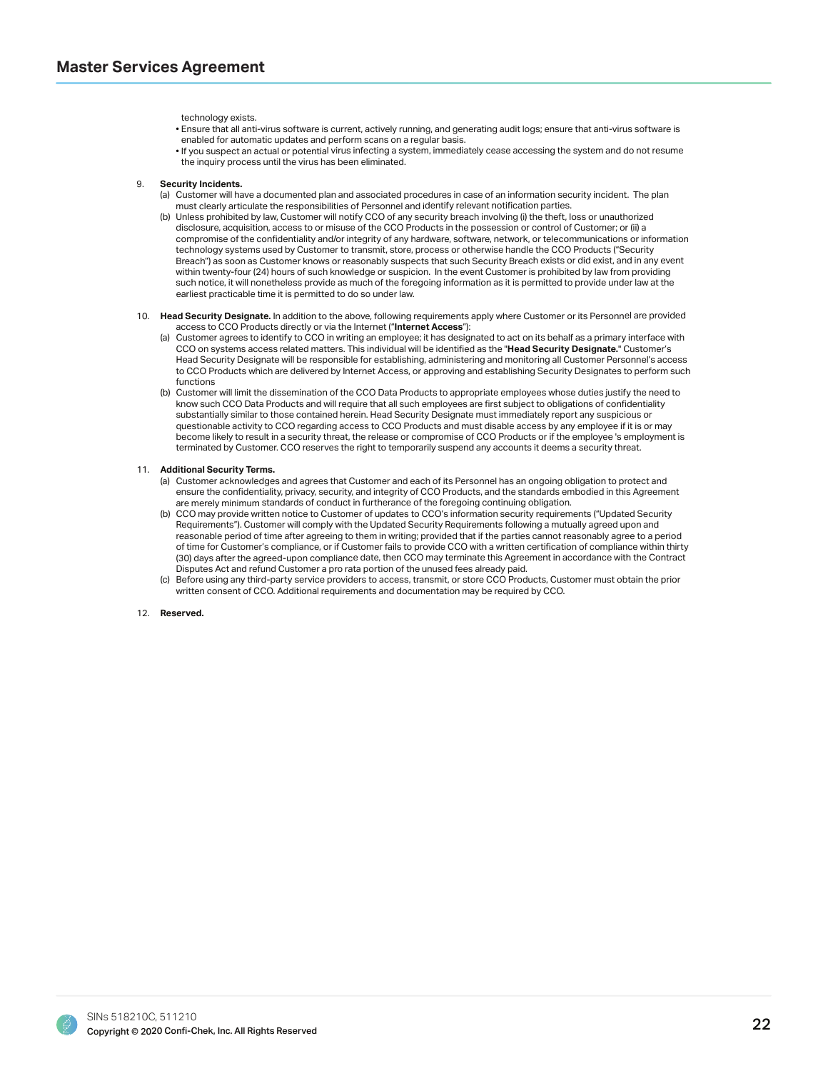technology exists.

- Ensure that all anti-virus software is current, actively running, and generating audit logs; ensure that anti-virus software is enabled for automatic updates and perform scans on a regular basis.
- If you suspect an actual or potential virus infecting a system, immediately cease accessing the system and do not resume the inquiry process until the virus has been eliminated.

9. **Security Incidents.**
   (a) Customer will have a documented plan and associated procedures in case of an information security incident. The plan must clearly articulate the responsibilities of Personnel and identify relevant notification parties.
   (b) Unless prohibited by law, Customer will notify CCO of any security breach involving (i) the theft, loss or unauthorized disclosure, acquisition, access to or misuse of the CCO Products in the possession or control of Customer; or (ii) a compromise of the confidentiality and/or integrity of any hardware, software, network, or telecommunications or information technology systems used by Customer to transmit, store, process or otherwise handle the CCO Products ("Security Breach") as soon as Customer knows or reasonably suspects that such Security Breach exists or did exist, and in any event within twenty-four (24) hours of such knowledge or suspicion. In the event Customer is prohibited by law from providing such notice, it will nonetheless provide as much of the foregoing information as it is permitted to provide under law at the earliest practicable time it is permitted to do so under law.

10. **Head Security Designate.** In addition to the above, following requirements apply where Customer or its Personnel are provided access to CCO Products directly or via the Internet ("**Internet Access**"):
    (a) Customer agrees to identify to CCO in writing an employee; it has designated to act on its behalf as a primary interface with CCO on systems access related matters. This individual will be identified as the "**Head Security Designate.**" Customer's Head Security Designate will be responsible for establishing, administering and monitoring all Customer Personnel's access to CCO Products which are delivered by Internet Access, or approving and establishing Security Designates to perform such functions
    (b) Customer will limit the dissemination of the CCO Data Products to appropriate employees whose duties justify the need to know such CCO Data Products and will require that all such employees are first subject to obligations of confidentiality substantially similar to those contained herein. Head Security Designate must immediately report any suspicious or questionable activity to CCO regarding access to CCO Products and must disable access by any employee if it is or may become likely to result in a security threat, the release or compromise of CCO Products or if the employee 's employment is terminated by Customer. CCO reserves the right to temporarily suspend any accounts it deems a security threat.

11. **Additional Security Terms.**
    (a) Customer acknowledges and agrees that Customer and each of its Personnel has an ongoing obligation to protect and ensure the confidentiality, privacy, security, and integrity of CCO Products, and the standards embodied in this Agreement are merely minimum standards of conduct in furtherance of the foregoing continuing obligation.
    (b) CCO may provide written notice to Customer of updates to CCO's information security requirements ("Updated Security Requirements"). Customer will comply with the Updated Security Requirements following a mutually agreed upon and reasonable period of time after agreeing to them in writing; provided that if the parties cannot reasonably agree to a period of time for Customer's compliance, or if Customer fails to provide CCO with a written certification of compliance within thirty (30) days after the agreed-upon compliance date, then CCO may terminate this Agreement in accordance with the Contract Disputes Act and refund Customer a pro rata portion of the unused fees already paid.
    (c) Before using any third-party service providers to access, transmit, or store CCO Products, Customer must obtain the prior written consent of CCO. Additional requirements and documentation may be required by CCO.

12. **Reserved.**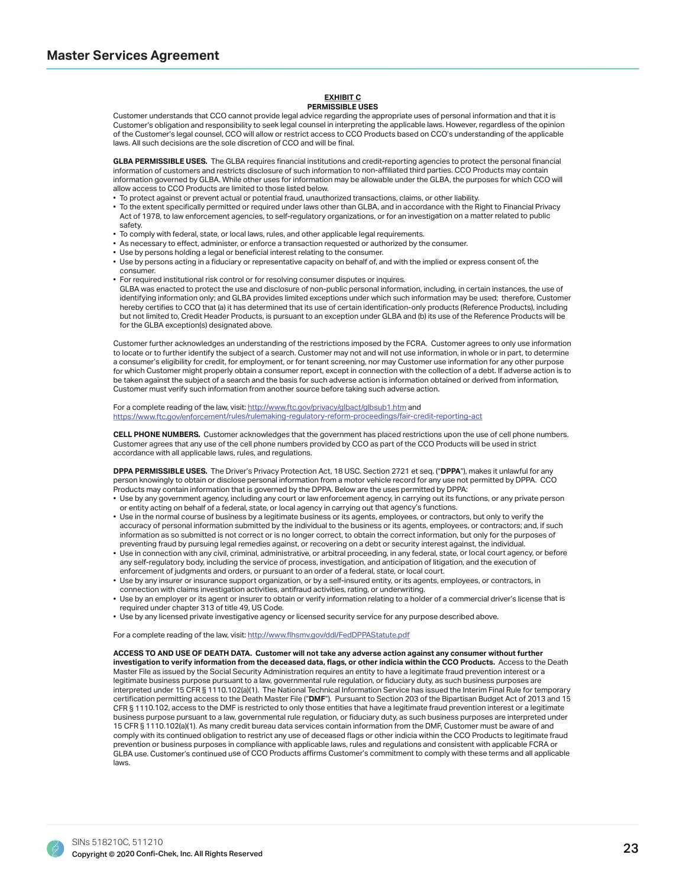## EXHIBIT C
## PERMISSIBLE USES

Customer understands that CCO cannot provide legal advice regarding the appropriate uses of personal information and that it is Customer's obligation and responsibility to seek legal counsel in interpreting the applicable laws. However, regardless of the opinion of the Customer's legal counsel, CCO will allow or restrict access to CCO Products based on CCO's understanding of the applicable laws. All such decisions are the sole discretion of CCO and will be final.

**GLBA PERMISSIBLE USES.** The GLBA requires financial institutions and credit-reporting agencies to protect the personal financial information of customers and restricts disclosure of such information to non-affiliated third parties. CCO Products may contain information governed by GLBA. While other uses for information may be allowable under the GLBA, the purposes for which CCO will allow access to CCO Products are limited to those listed below.

- To protect against or prevent actual or potential fraud, unauthorized transactions, claims, or other liability.
- To the extent specifically permitted or required under laws other than GLBA, and in accordance with the Right to Financial Privacy Act of 1978, to law enforcement agencies, to self-regulatory organizations, or for an investigation on a matter related to public safety.
- To comply with federal, state, or local laws, rules, and other applicable legal requirements.
- As necessary to effect, administer, or enforce a transaction requested or authorized by the consumer.
- Use by persons holding a legal or beneficial interest relating to the consumer.
- Use by persons acting in a fiduciary or representative capacity on behalf of, and with the implied or express consent of, the consumer.
- For required institutional risk control or for resolving consumer disputes or inquires.
  GLBA was enacted to protect the use and disclosure of non-public personal information, including, in certain instances, the use of identifying information only; and GLBA provides limited exceptions under which such information may be used; therefore, Customer hereby certifies to CCO that (a) it has determined that its use of certain identification-only products (Reference Products), including but not limited to, Credit Header Products, is pursuant to an exception under GLBA and (b) its use of the Reference Products will be for the GLBA exception(s) designated above.

Customer further acknowledges an understanding of the restrictions imposed by the FCRA. Customer agrees to only use information to locate or to further identify the subject of a search. Customer may not and will not use information, in whole or in part, to determine a consumer's eligibility for credit, for employment, or for tenant screening, nor may Customer use information for any other purpose for which Customer might properly obtain a consumer report, except in connection with the collection of a debt. If adverse action is to be taken against the subject of a search and the basis for such adverse action is information obtained or derived from information, Customer must verify such information from another source before taking such adverse action.

For a complete reading of the law, visit: http://www.ftc.gov/privacy/glbact/glbsub1.htm and https://www.ftc.gov/enforcement/rules/rulemaking-regulatory-reform-proceedings/fair-credit-reporting-act

**CELL PHONE NUMBERS.** Customer acknowledges that the government has placed restrictions upon the use of cell phone numbers. Customer agrees that any use of the cell phone numbers provided by CCO as part of the CCO Products will be used in strict accordance with all applicable laws, rules, and regulations.

**DPPA PERMISSIBLE USES.** The Driver's Privacy Protection Act, 18 USC. Section 2721 et seq. ("**DPPA**"), makes it unlawful for any person knowingly to obtain or disclose personal information from a motor vehicle record for any use not permitted by DPPA. CCO Products may contain information that is governed by the DPPA. Below are the uses permitted by DPPA:

- Use by any government agency, including any court or law enforcement agency, in carrying out its functions, or any private person or entity acting on behalf of a federal, state, or local agency in carrying out that agency's functions.
- Use in the normal course of business by a legitimate business or its agents, employees, or contractors, but only to verify the accuracy of personal information submitted by the individual to the business or its agents, employees, or contractors; and, if such information as so submitted is not correct or is no longer correct, to obtain the correct information, but only for the purposes of preventing fraud by pursuing legal remedies against, or recovering on a debt or security interest against, the individual.
- Use in connection with any civil, criminal, administrative, or arbitral proceeding, in any federal, state, or local court agency, or before any self-regulatory body, including the service of process, investigation, and anticipation of litigation, and the execution of enforcement of judgments and orders, or pursuant to an order of a federal, state, or local court.
- Use by any insurer or insurance support organization, or by a self-insured entity, or its agents, employees, or contractors, in connection with claims investigation activities, antifraud activities, rating, or underwriting.
- Use by an employer or its agent or insurer to obtain or verify information relating to a holder of a commercial driver's license that is required under chapter 313 of title 49, US Code.
- Use by any licensed private investigative agency or licensed security service for any purpose described above.

For a complete reading of the law, visit: http://www.flhsmv.gov/ddl/FedDPPAStatute.pdf

**ACCESS TO AND USE OF DEATH DATA. Customer will not take any adverse action against any consumer without further investigation to verify information from the deceased data, flags, or other indicia within the CCO Products.** Access to the Death Master File as issued by the Social Security Administration requires an entity to have a legitimate fraud prevention interest or a legitimate business purpose pursuant to a law, governmental rule regulation, or fiduciary duty, as such business purposes are interpreted under 15 CFR § 1110.102(a)(1). The National Technical Information Service has issued the Interim Final Rule for temporary certification permitting access to the Death Master File ("**DMF**"). Pursuant to Section 203 of the Bipartisan Budget Act of 2013 and 15 CFR § 1110.102, access to the DMF is restricted to only those entities that have a legitimate fraud prevention interest or a legitimate business purpose pursuant to a law, governmental rule regulation, or fiduciary duty, as such business purposes are interpreted under 15 CFR § 1110.102(a)(1). As many credit bureau data services contain information from the DMF, Customer must be aware of and comply with its continued obligation to restrict any use of deceased flags or other indicia within the CCO Products to legitimate fraud prevention or business purposes in compliance with applicable laws, rules and regulations and consistent with applicable FCRA or GLBA use. Customer's continued use of CCO Products affirms Customer's commitment to comply with these terms and all applicable laws.